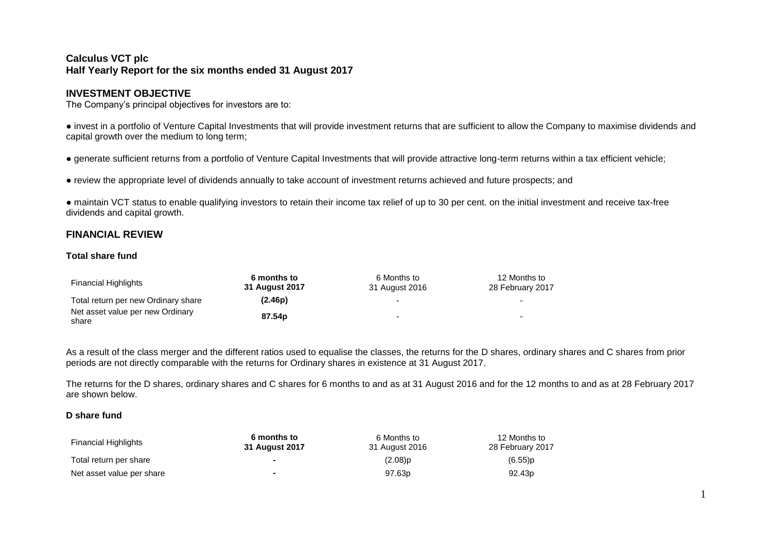# Calculus VCT plc

## Half Yearly Report for the six months ended 31 August 2017

## INVESTMENT OBJECTIVE

The Company's principal objectives for investors are to:

- invest in a portfolio of Venture Capital Investments that will provide investment returns that are sufficient to allow the Company to maximise dividends and capital growth over the medium to long term;
- generate sufficient returns from a portfolio of Venture Capital Investments that will provide attractive long-term returns within a tax efficient vehicle;
- review the appropriate level of dividends annually to take account of investment returns achieved and future prospects; and
- maintain VCT status to enable qualifying investors to retain their income tax relief of up to 30 per cent. on the initial investment and receive tax-free dividends and capital growth.

## FINANCIAL REVIEW

### Total share fund

| Financial Highlights | **6 months to 31 August 2017** | 6 Months to 31 August 2016 | 12 Months to 28 February 2017 |
|---|---|---|---|
| Total return per new Ordinary share | **(2.46p)** | - | - |
| Net asset value per new Ordinary share | **87.54p** | - | - |

As a result of the class merger and the different ratios used to equalise the classes, the returns for the D shares, ordinary shares and C shares from prior periods are not directly comparable with the returns for Ordinary shares in existence at 31 August 2017.

The returns for the D shares, ordinary shares and C shares for 6 months to and as at 31 August 2016 and for the 12 months to and as at 28 February 2017 are shown below.

### D share fund

| Financial Highlights | **6 months to 31 August 2017** | 6 Months to 31 August 2016 | 12 Months to 28 February 2017 |
|---|---|---|---|
| Total return per share | **-** | (2.08)p | (6.55)p |
| Net asset value per share | **-** | 97.63p | 92.43p |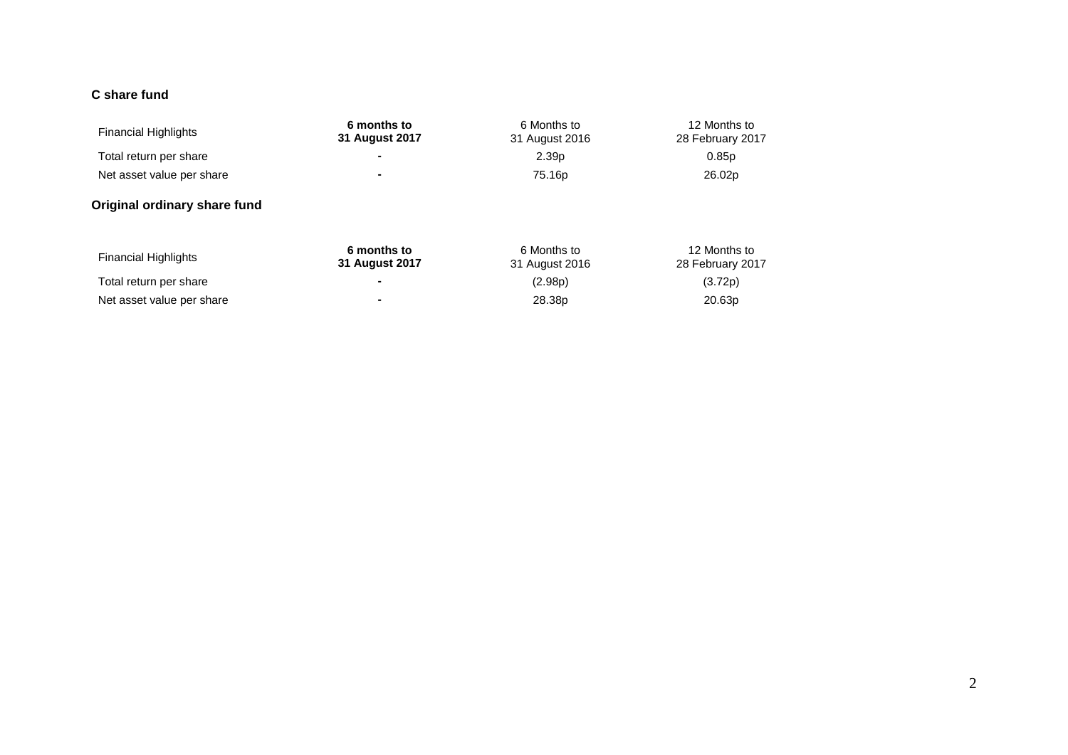**C share fund**

| Financial Highlights | **6 months to 31 August 2017** | 6 Months to 31 August 2016 | 12 Months to 28 February 2017 |
|---|---|---|---|
| Total return per share | **-** | 2.39p | 0.85p |
| Net asset value per share | **-** | 75.16p | 26.02p |

**Original ordinary share fund**

| Financial Highlights | **6 months to 31 August 2017** | 6 Months to 31 August 2016 | 12 Months to 28 February 2017 |
|---|---|---|---|
| Total return per share | **-** | (2.98p) | (3.72p) |
| Net asset value per share | **-** | 28.38p | 20.63p |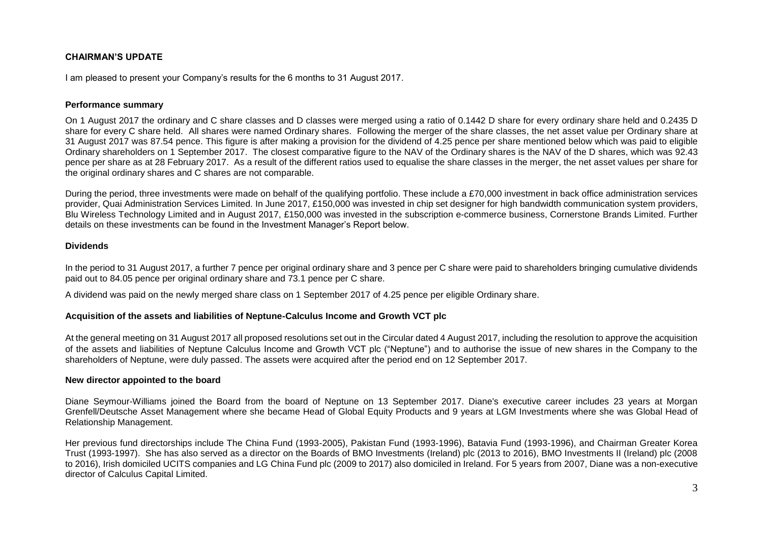## CHAIRMAN'S UPDATE

I am pleased to present your Company's results for the 6 months to 31 August 2017.

### Performance summary

On 1 August 2017 the ordinary and C share classes and D classes were merged using a ratio of 0.1442 D share for every ordinary share held and 0.2435 D share for every C share held. All shares were named Ordinary shares. Following the merger of the share classes, the net asset value per Ordinary share at 31 August 2017 was 87.54 pence. This figure is after making a provision for the dividend of 4.25 pence per share mentioned below which was paid to eligible Ordinary shareholders on 1 September 2017. The closest comparative figure to the NAV of the Ordinary shares is the NAV of the D shares, which was 92.43 pence per share as at 28 February 2017. As a result of the different ratios used to equalise the share classes in the merger, the net asset values per share for the original ordinary shares and C shares are not comparable.

During the period, three investments were made on behalf of the qualifying portfolio. These include a £70,000 investment in back office administration services provider, Quai Administration Services Limited. In June 2017, £150,000 was invested in chip set designer for high bandwidth communication system providers, Blu Wireless Technology Limited and in August 2017, £150,000 was invested in the subscription e-commerce business, Cornerstone Brands Limited. Further details on these investments can be found in the Investment Manager's Report below.

### Dividends

In the period to 31 August 2017, a further 7 pence per original ordinary share and 3 pence per C share were paid to shareholders bringing cumulative dividends paid out to 84.05 pence per original ordinary share and 73.1 pence per C share.

A dividend was paid on the newly merged share class on 1 September 2017 of 4.25 pence per eligible Ordinary share.

### Acquisition of the assets and liabilities of Neptune-Calculus Income and Growth VCT plc

At the general meeting on 31 August 2017 all proposed resolutions set out in the Circular dated 4 August 2017, including the resolution to approve the acquisition of the assets and liabilities of Neptune Calculus Income and Growth VCT plc ("Neptune") and to authorise the issue of new shares in the Company to the shareholders of Neptune, were duly passed. The assets were acquired after the period end on 12 September 2017.

### New director appointed to the board

Diane Seymour-Williams joined the Board from the board of Neptune on 13 September 2017. Diane's executive career includes 23 years at Morgan Grenfell/Deutsche Asset Management where she became Head of Global Equity Products and 9 years at LGM Investments where she was Global Head of Relationship Management.

Her previous fund directorships include The China Fund (1993-2005), Pakistan Fund (1993-1996), Batavia Fund (1993-1996), and Chairman Greater Korea Trust (1993-1997). She has also served as a director on the Boards of BMO Investments (Ireland) plc (2013 to 2016), BMO Investments II (Ireland) plc (2008 to 2016), Irish domiciled UCITS companies and LG China Fund plc (2009 to 2017) also domiciled in Ireland. For 5 years from 2007, Diane was a non-executive director of Calculus Capital Limited.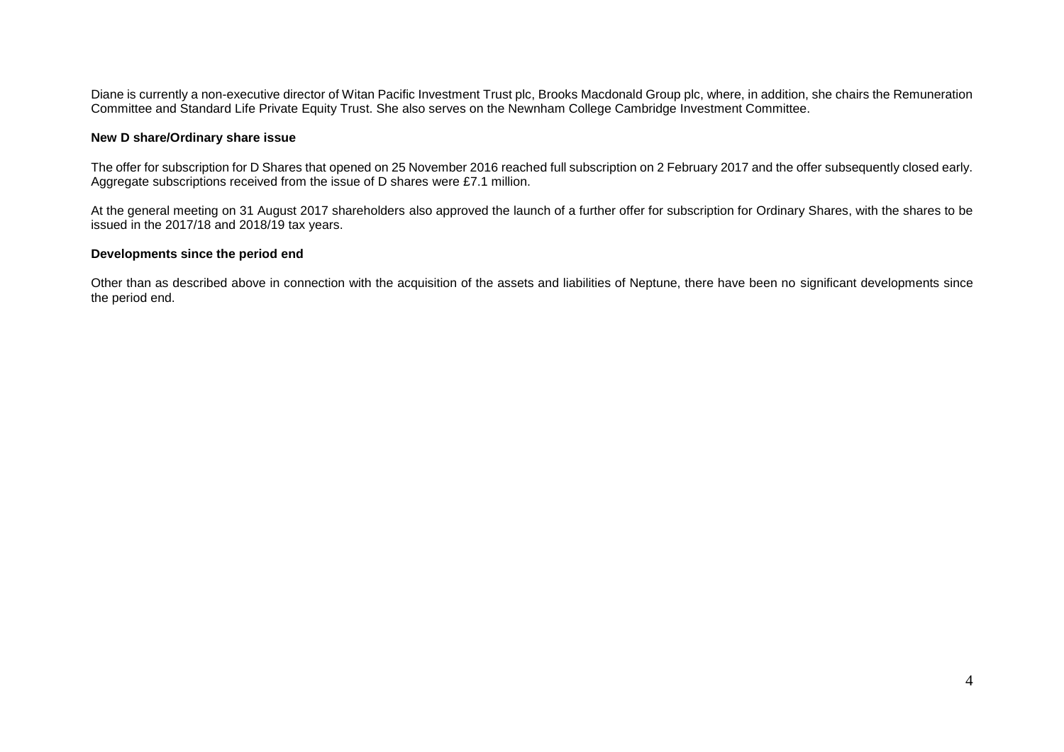Diane is currently a non-executive director of Witan Pacific Investment Trust plc, Brooks Macdonald Group plc, where, in addition, she chairs the Remuneration Committee and Standard Life Private Equity Trust. She also serves on the Newnham College Cambridge Investment Committee.

**New D share/Ordinary share issue**

The offer for subscription for D Shares that opened on 25 November 2016 reached full subscription on 2 February 2017 and the offer subsequently closed early. Aggregate subscriptions received from the issue of D shares were £7.1 million.

At the general meeting on 31 August 2017 shareholders also approved the launch of a further offer for subscription for Ordinary Shares, with the shares to be issued in the 2017/18 and 2018/19 tax years.

**Developments since the period end**

Other than as described above in connection with the acquisition of the assets and liabilities of Neptune, there have been no significant developments since the period end.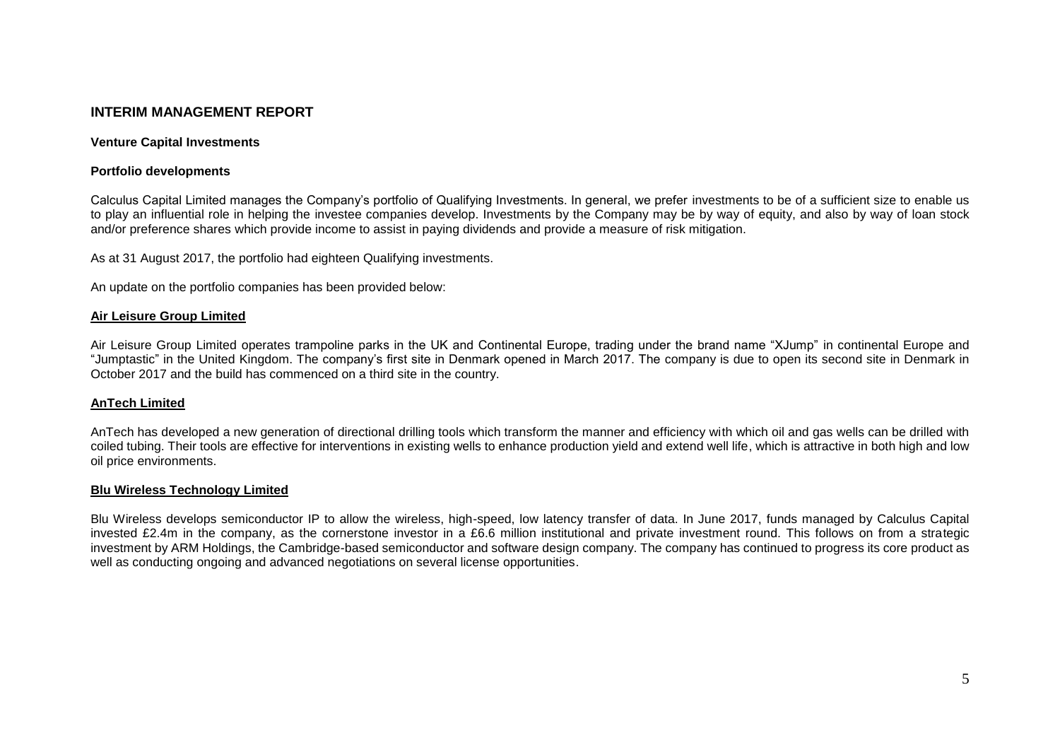# INTERIM MANAGEMENT REPORT

## Venture Capital Investments

### Portfolio developments

Calculus Capital Limited manages the Company's portfolio of Qualifying Investments. In general, we prefer investments to be of a sufficient size to enable us to play an influential role in helping the investee companies develop. Investments by the Company may be by way of equity, and also by way of loan stock and/or preference shares which provide income to assist in paying dividends and provide a measure of risk mitigation.

As at 31 August 2017, the portfolio had eighteen Qualifying investments.

An update on the portfolio companies has been provided below:

**Air Leisure Group Limited**

Air Leisure Group Limited operates trampoline parks in the UK and Continental Europe, trading under the brand name "XJump" in continental Europe and "Jumptastic" in the United Kingdom. The company's first site in Denmark opened in March 2017. The company is due to open its second site in Denmark in October 2017 and the build has commenced on a third site in the country.

**AnTech Limited**

AnTech has developed a new generation of directional drilling tools which transform the manner and efficiency with which oil and gas wells can be drilled with coiled tubing. Their tools are effective for interventions in existing wells to enhance production yield and extend well life, which is attractive in both high and low oil price environments.

**Blu Wireless Technology Limited**

Blu Wireless develops semiconductor IP to allow the wireless, high-speed, low latency transfer of data. In June 2017, funds managed by Calculus Capital invested £2.4m in the company, as the cornerstone investor in a £6.6 million institutional and private investment round. This follows on from a strategic investment by ARM Holdings, the Cambridge-based semiconductor and software design company. The company has continued to progress its core product as well as conducting ongoing and advanced negotiations on several license opportunities.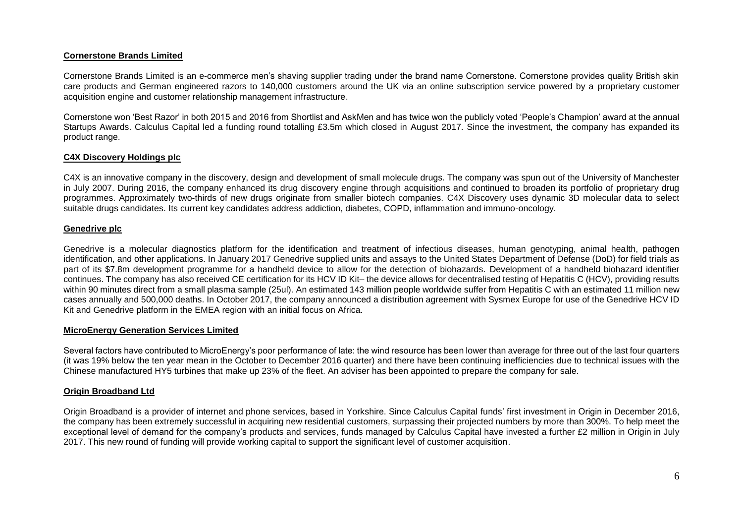**Cornerstone Brands Limited**

Cornerstone Brands Limited is an e-commerce men's shaving supplier trading under the brand name Cornerstone. Cornerstone provides quality British skin care products and German engineered razors to 140,000 customers around the UK via an online subscription service powered by a proprietary customer acquisition engine and customer relationship management infrastructure.

Cornerstone won 'Best Razor' in both 2015 and 2016 from Shortlist and AskMen and has twice won the publicly voted 'People's Champion' award at the annual Startups Awards. Calculus Capital led a funding round totalling £3.5m which closed in August 2017. Since the investment, the company has expanded its product range.

**C4X Discovery Holdings plc**

C4X is an innovative company in the discovery, design and development of small molecule drugs. The company was spun out of the University of Manchester in July 2007. During 2016, the company enhanced its drug discovery engine through acquisitions and continued to broaden its portfolio of proprietary drug programmes. Approximately two-thirds of new drugs originate from smaller biotech companies. C4X Discovery uses dynamic 3D molecular data to select suitable drugs candidates. Its current key candidates address addiction, diabetes, COPD, inflammation and immuno-oncology.

**Genedrive plc**

Genedrive is a molecular diagnostics platform for the identification and treatment of infectious diseases, human genotyping, animal health, pathogen identification, and other applications. In January 2017 Genedrive supplied units and assays to the United States Department of Defense (DoD) for field trials as part of its $7.8m development programme for a handheld device to allow for the detection of biohazards. Development of a handheld biohazard identifier continues. The company has also received CE certification for its HCV ID Kit– the device allows for decentralised testing of Hepatitis C (HCV), providing results within 90 minutes direct from a small plasma sample (25ul). An estimated 143 million people worldwide suffer from Hepatitis C with an estimated 11 million new cases annually and 500,000 deaths. In October 2017, the company announced a distribution agreement with Sysmex Europe for use of the Genedrive HCV ID Kit and Genedrive platform in the EMEA region with an initial focus on Africa.

**MicroEnergy Generation Services Limited**

Several factors have contributed to MicroEnergy's poor performance of late: the wind resource has been lower than average for three out of the last four quarters (it was 19% below the ten year mean in the October to December 2016 quarter) and there have been continuing inefficiencies due to technical issues with the Chinese manufactured HY5 turbines that make up 23% of the fleet. An adviser has been appointed to prepare the company for sale.

**Origin Broadband Ltd**

Origin Broadband is a provider of internet and phone services, based in Yorkshire. Since Calculus Capital funds' first investment in Origin in December 2016, the company has been extremely successful in acquiring new residential customers, surpassing their projected numbers by more than 300%. To help meet the exceptional level of demand for the company's products and services, funds managed by Calculus Capital have invested a further £2 million in Origin in July 2017. This new round of funding will provide working capital to support the significant level of customer acquisition.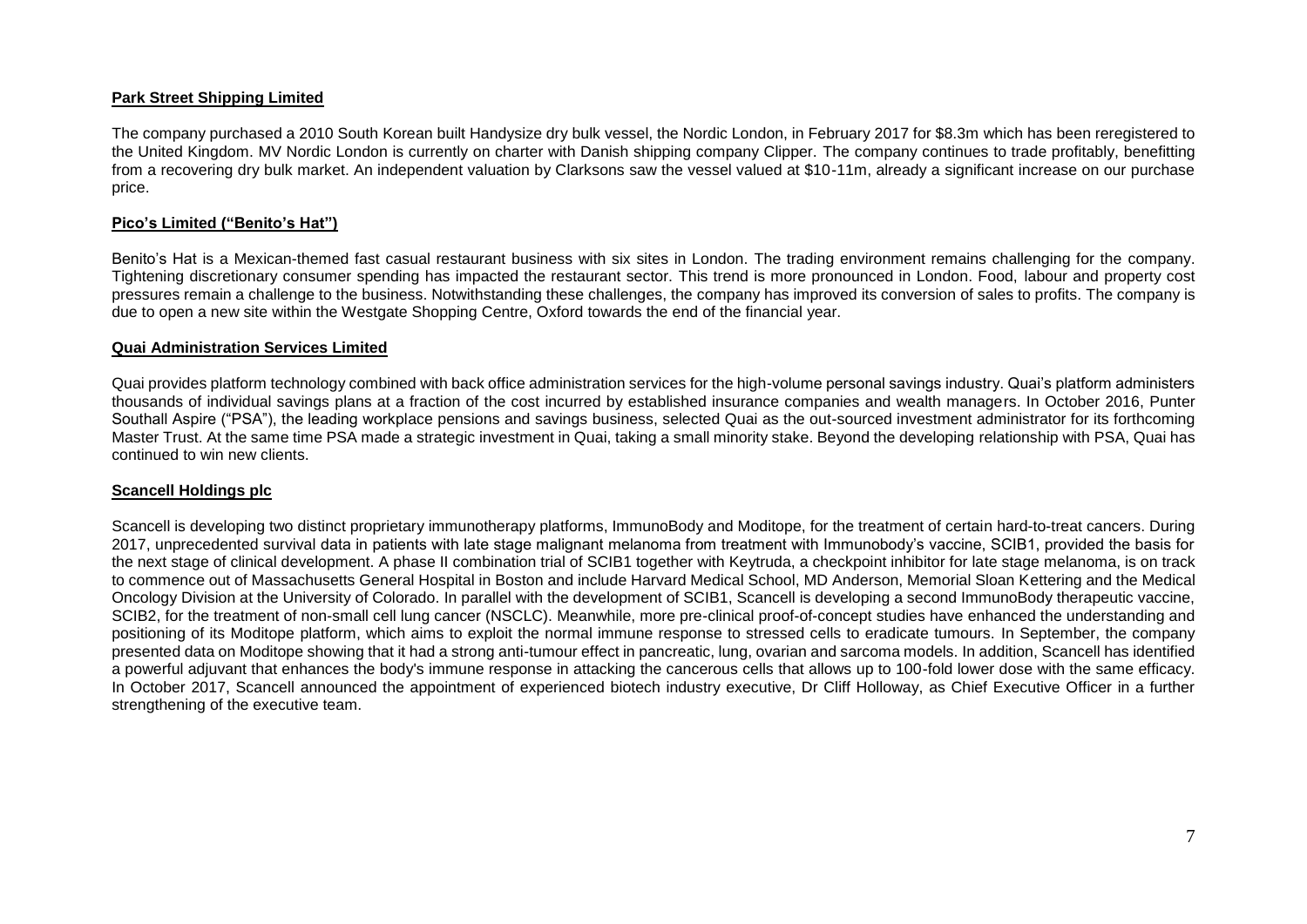**Park Street Shipping Limited**

The company purchased a 2010 South Korean built Handysize dry bulk vessel, the Nordic London, in February 2017 for $8.3m which has been reregistered to the United Kingdom. MV Nordic London is currently on charter with Danish shipping company Clipper. The company continues to trade profitably, benefitting from a recovering dry bulk market. An independent valuation by Clarksons saw the vessel valued at $10-11m, already a significant increase on our purchase price.

**Pico's Limited ("Benito's Hat")**

Benito's Hat is a Mexican-themed fast casual restaurant business with six sites in London. The trading environment remains challenging for the company. Tightening discretionary consumer spending has impacted the restaurant sector. This trend is more pronounced in London. Food, labour and property cost pressures remain a challenge to the business. Notwithstanding these challenges, the company has improved its conversion of sales to profits. The company is due to open a new site within the Westgate Shopping Centre, Oxford towards the end of the financial year.

**Quai Administration Services Limited**

Quai provides platform technology combined with back office administration services for the high-volume personal savings industry. Quai's platform administers thousands of individual savings plans at a fraction of the cost incurred by established insurance companies and wealth managers. In October 2016, Punter Southall Aspire ("PSA"), the leading workplace pensions and savings business, selected Quai as the out-sourced investment administrator for its forthcoming Master Trust. At the same time PSA made a strategic investment in Quai, taking a small minority stake. Beyond the developing relationship with PSA, Quai has continued to win new clients.

**Scancell Holdings plc**

Scancell is developing two distinct proprietary immunotherapy platforms, ImmunoBody and Moditope, for the treatment of certain hard-to-treat cancers. During 2017, unprecedented survival data in patients with late stage malignant melanoma from treatment with Immunobody's vaccine, SCIB1, provided the basis for the next stage of clinical development. A phase II combination trial of SCIB1 together with Keytruda, a checkpoint inhibitor for late stage melanoma, is on track to commence out of Massachusetts General Hospital in Boston and include Harvard Medical School, MD Anderson, Memorial Sloan Kettering and the Medical Oncology Division at the University of Colorado. In parallel with the development of SCIB1, Scancell is developing a second ImmunoBody therapeutic vaccine, SCIB2, for the treatment of non-small cell lung cancer (NSCLC). Meanwhile, more pre-clinical proof-of-concept studies have enhanced the understanding and positioning of its Moditope platform, which aims to exploit the normal immune response to stressed cells to eradicate tumours. In September, the company presented data on Moditope showing that it had a strong anti-tumour effect in pancreatic, lung, ovarian and sarcoma models. In addition, Scancell has identified a powerful adjuvant that enhances the body's immune response in attacking the cancerous cells that allows up to 100-fold lower dose with the same efficacy. In October 2017, Scancell announced the appointment of experienced biotech industry executive, Dr Cliff Holloway, as Chief Executive Officer in a further strengthening of the executive team.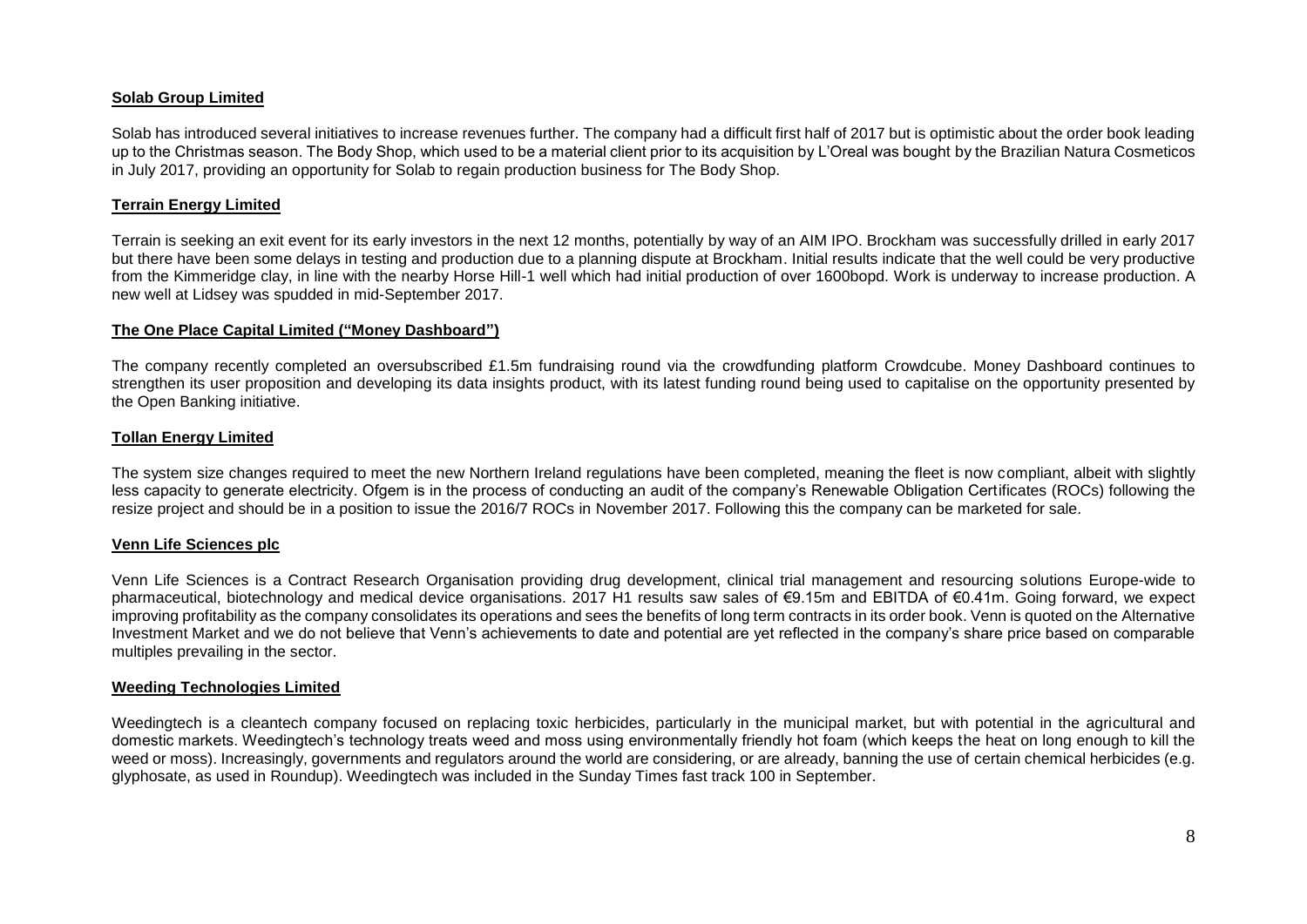**Solab Group Limited**

Solab has introduced several initiatives to increase revenues further. The company had a difficult first half of 2017 but is optimistic about the order book leading up to the Christmas season. The Body Shop, which used to be a material client prior to its acquisition by L'Oreal was bought by the Brazilian Natura Cosmeticos in July 2017, providing an opportunity for Solab to regain production business for The Body Shop.

**Terrain Energy Limited**

Terrain is seeking an exit event for its early investors in the next 12 months, potentially by way of an AIM IPO. Brockham was successfully drilled in early 2017 but there have been some delays in testing and production due to a planning dispute at Brockham. Initial results indicate that the well could be very productive from the Kimmeridge clay, in line with the nearby Horse Hill-1 well which had initial production of over 1600bopd. Work is underway to increase production. A new well at Lidsey was spudded in mid-September 2017.

**The One Place Capital Limited ("Money Dashboard")**

The company recently completed an oversubscribed £1.5m fundraising round via the crowdfunding platform Crowdcube. Money Dashboard continues to strengthen its user proposition and developing its data insights product, with its latest funding round being used to capitalise on the opportunity presented by the Open Banking initiative.

**Tollan Energy Limited**

The system size changes required to meet the new Northern Ireland regulations have been completed, meaning the fleet is now compliant, albeit with slightly less capacity to generate electricity. Ofgem is in the process of conducting an audit of the company's Renewable Obligation Certificates (ROCs) following the resize project and should be in a position to issue the 2016/7 ROCs in November 2017. Following this the company can be marketed for sale.

**Venn Life Sciences plc**

Venn Life Sciences is a Contract Research Organisation providing drug development, clinical trial management and resourcing solutions Europe-wide to pharmaceutical, biotechnology and medical device organisations. 2017 H1 results saw sales of €9.15m and EBITDA of €0.41m. Going forward, we expect improving profitability as the company consolidates its operations and sees the benefits of long term contracts in its order book. Venn is quoted on the Alternative Investment Market and we do not believe that Venn's achievements to date and potential are yet reflected in the company's share price based on comparable multiples prevailing in the sector.

**Weeding Technologies Limited**

Weedingtech is a cleantech company focused on replacing toxic herbicides, particularly in the municipal market, but with potential in the agricultural and domestic markets. Weedingtech's technology treats weed and moss using environmentally friendly hot foam (which keeps the heat on long enough to kill the weed or moss). Increasingly, governments and regulators around the world are considering, or are already, banning the use of certain chemical herbicides (e.g. glyphosate, as used in Roundup). Weedingtech was included in the Sunday Times fast track 100 in September.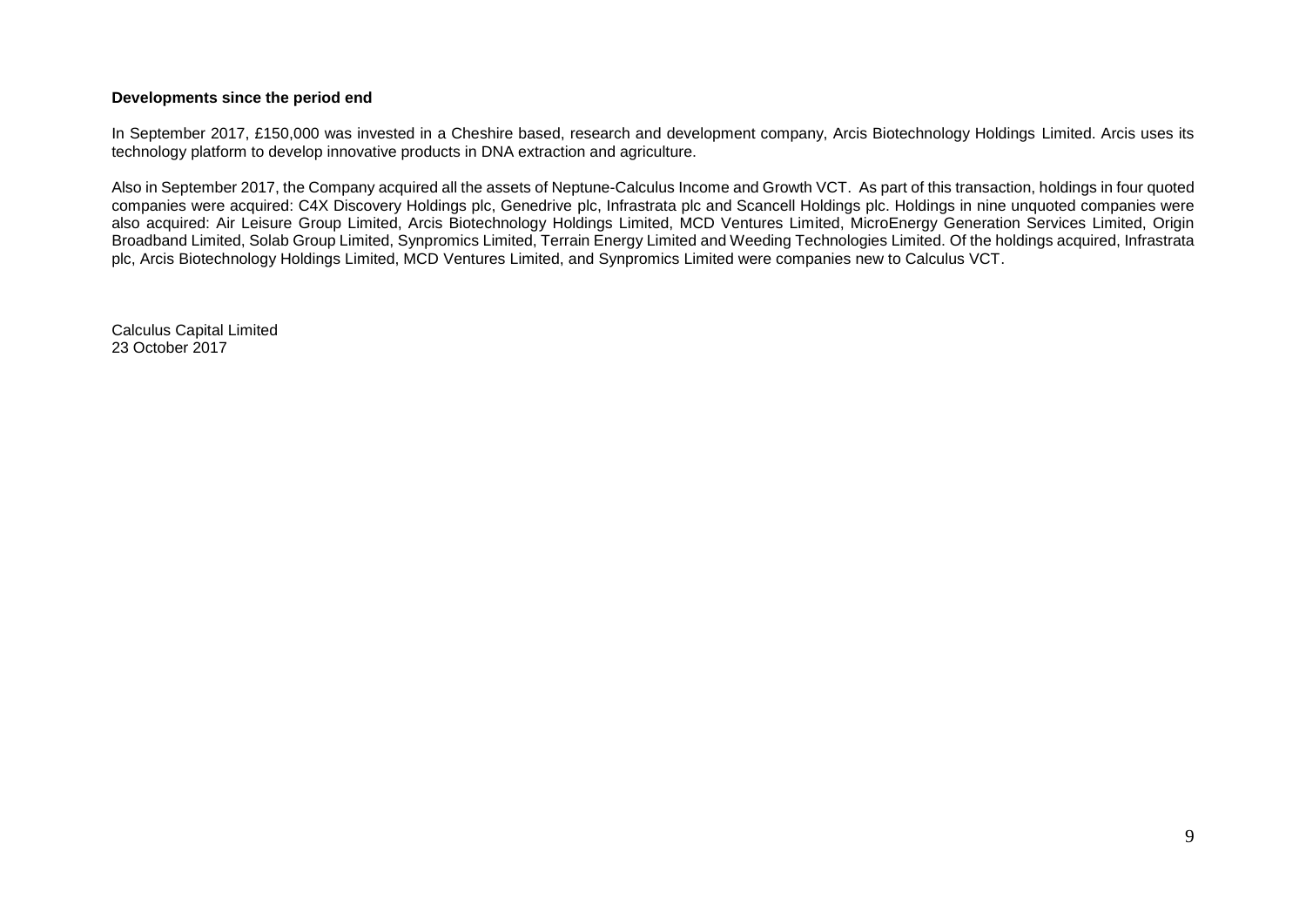**Developments since the period end**

In September 2017, £150,000 was invested in a Cheshire based, research and development company, Arcis Biotechnology Holdings Limited. Arcis uses its technology platform to develop innovative products in DNA extraction and agriculture.

Also in September 2017, the Company acquired all the assets of Neptune-Calculus Income and Growth VCT. As part of this transaction, holdings in four quoted companies were acquired: C4X Discovery Holdings plc, Genedrive plc, Infrastrata plc and Scancell Holdings plc. Holdings in nine unquoted companies were also acquired: Air Leisure Group Limited, Arcis Biotechnology Holdings Limited, MCD Ventures Limited, MicroEnergy Generation Services Limited, Origin Broadband Limited, Solab Group Limited, Synpromics Limited, Terrain Energy Limited and Weeding Technologies Limited. Of the holdings acquired, Infrastrata plc, Arcis Biotechnology Holdings Limited, MCD Ventures Limited, and Synpromics Limited were companies new to Calculus VCT.

Calculus Capital Limited
23 October 2017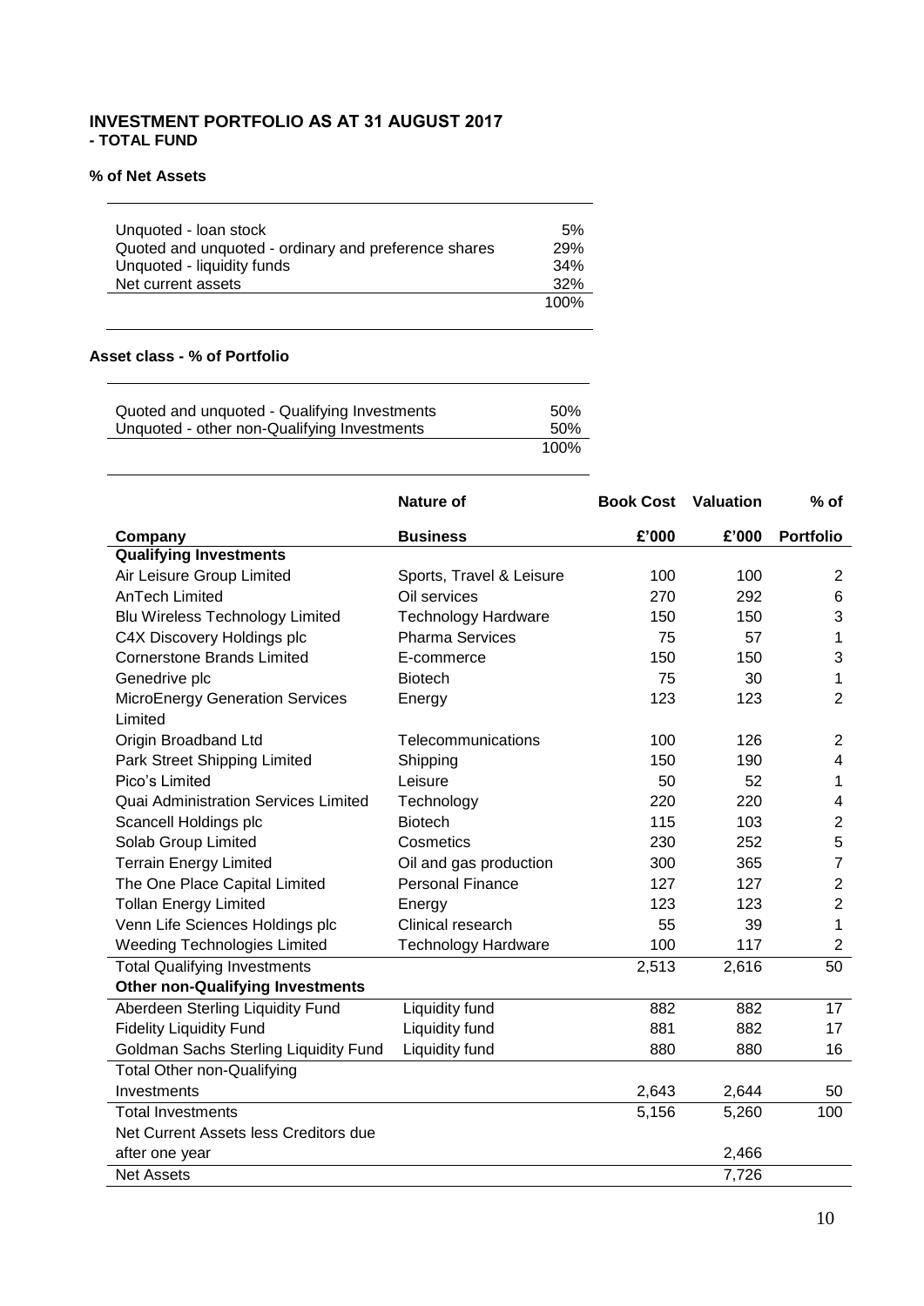## INVESTMENT PORTFOLIO AS AT 31 AUGUST 2017
### - TOTAL FUND

**% of Net Assets**

| | |
|---|---|
| Unquoted - loan stock | 5% |
| Quoted and unquoted - ordinary and preference shares | 29% |
| Unquoted - liquidity funds | 34% |
| Net current assets | 32% |
| | 100% |

**Asset class - % of Portfolio**

| | |
|---|---|
| Quoted and unquoted - Qualifying Investments | 50% |
| Unquoted - other non-Qualifying Investments | 50% |
| | 100% |

| Company | Nature of Business | Book Cost £'000 | Valuation £'000 | % of Portfolio |
|---|---|---|---|---|
| **Qualifying Investments** | | | | |
| Air Leisure Group Limited | Sports, Travel & Leisure | 100 | 100 | 2 |
| AnTech Limited | Oil services | 270 | 292 | 6 |
| Blu Wireless Technology Limited | Technology Hardware | 150 | 150 | 3 |
| C4X Discovery Holdings plc | Pharma Services | 75 | 57 | 1 |
| Cornerstone Brands Limited | E-commerce | 150 | 150 | 3 |
| Genedrive plc | Biotech | 75 | 30 | 1 |
| MicroEnergy Generation Services Limited | Energy | 123 | 123 | 2 |
| Origin Broadband Ltd | Telecommunications | 100 | 126 | 2 |
| Park Street Shipping Limited | Shipping | 150 | 190 | 4 |
| Pico's Limited | Leisure | 50 | 52 | 1 |
| Quai Administration Services Limited | Technology | 220 | 220 | 4 |
| Scancell Holdings plc | Biotech | 115 | 103 | 2 |
| Solab Group Limited | Cosmetics | 230 | 252 | 5 |
| Terrain Energy Limited | Oil and gas production | 300 | 365 | 7 |
| The One Place Capital Limited | Personal Finance | 127 | 127 | 2 |
| Tollan Energy Limited | Energy | 123 | 123 | 2 |
| Venn Life Sciences Holdings plc | Clinical research | 55 | 39 | 1 |
| Weeding Technologies Limited | Technology Hardware | 100 | 117 | 2 |
| Total Qualifying Investments | | 2,513 | 2,616 | 50 |
| **Other non-Qualifying Investments** | | | | |
| Aberdeen Sterling Liquidity Fund | Liquidity fund | 882 | 882 | 17 |
| Fidelity Liquidity Fund | Liquidity fund | 881 | 882 | 17 |
| Goldman Sachs Sterling Liquidity Fund | Liquidity fund | 880 | 880 | 16 |
| Total Other non-Qualifying Investments | | 2,643 | 2,644 | 50 |
| Total Investments | | 5,156 | 5,260 | 100 |
| Net Current Assets less Creditors due after one year | | | 2,466 | |
| Net Assets | | | 7,726 | |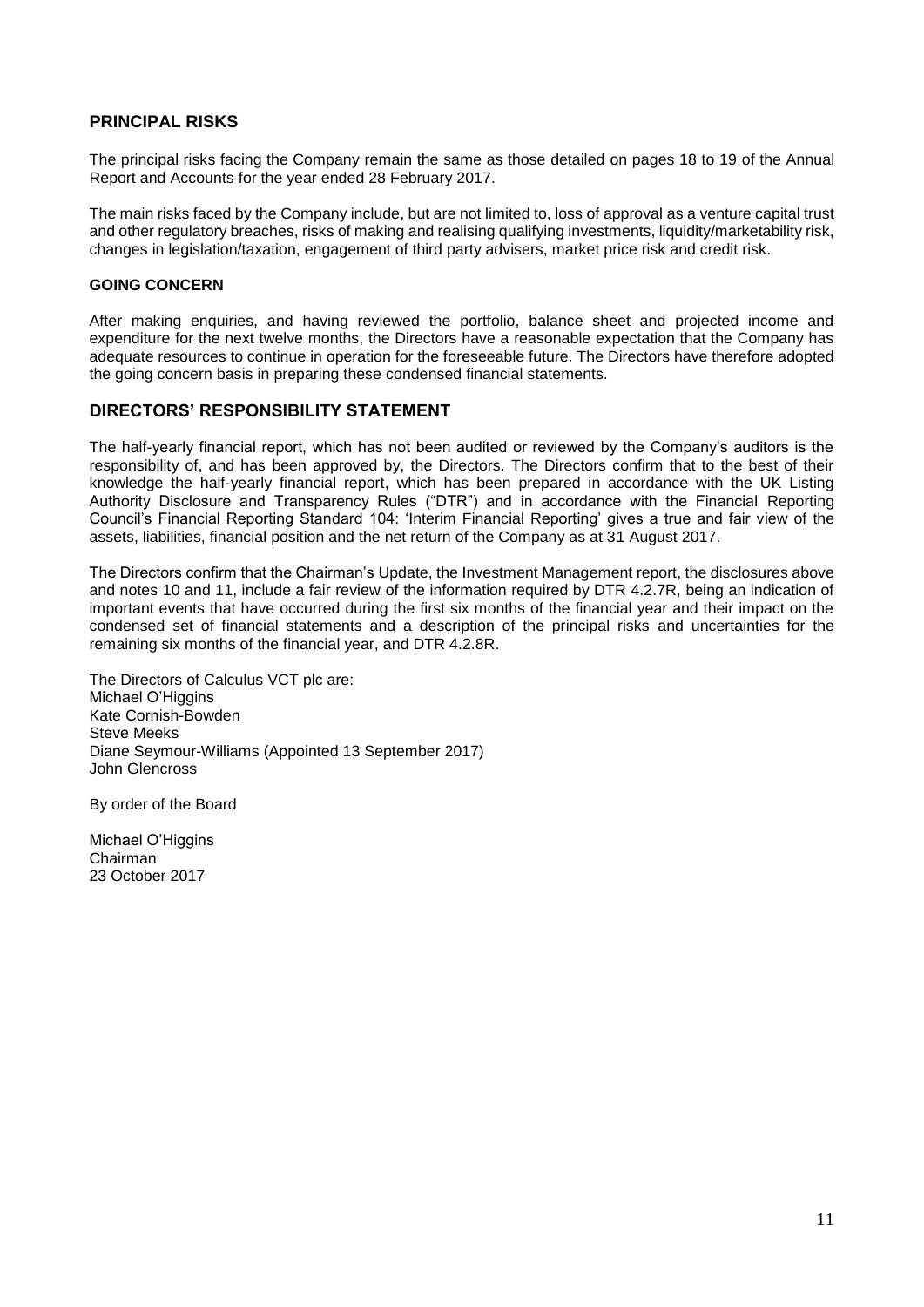## PRINCIPAL RISKS

The principal risks facing the Company remain the same as those detailed on pages 18 to 19 of the Annual Report and Accounts for the year ended 28 February 2017.

The main risks faced by the Company include, but are not limited to, loss of approval as a venture capital trust and other regulatory breaches, risks of making and realising qualifying investments, liquidity/marketability risk, changes in legislation/taxation, engagement of third party advisers, market price risk and credit risk.

### GOING CONCERN

After making enquiries, and having reviewed the portfolio, balance sheet and projected income and expenditure for the next twelve months, the Directors have a reasonable expectation that the Company has adequate resources to continue in operation for the foreseeable future. The Directors have therefore adopted the going concern basis in preparing these condensed financial statements.

## DIRECTORS' RESPONSIBILITY STATEMENT

The half-yearly financial report, which has not been audited or reviewed by the Company's auditors is the responsibility of, and has been approved by, the Directors. The Directors confirm that to the best of their knowledge the half-yearly financial report, which has been prepared in accordance with the UK Listing Authority Disclosure and Transparency Rules ("DTR") and in accordance with the Financial Reporting Council's Financial Reporting Standard 104: 'Interim Financial Reporting' gives a true and fair view of the assets, liabilities, financial position and the net return of the Company as at 31 August 2017.

The Directors confirm that the Chairman's Update, the Investment Management report, the disclosures above and notes 10 and 11, include a fair review of the information required by DTR 4.2.7R, being an indication of important events that have occurred during the first six months of the financial year and their impact on the condensed set of financial statements and a description of the principal risks and uncertainties for the remaining six months of the financial year, and DTR 4.2.8R.

The Directors of Calculus VCT plc are:
Michael O'Higgins
Kate Cornish-Bowden
Steve Meeks
Diane Seymour-Williams (Appointed 13 September 2017)
John Glencross

By order of the Board

Michael O'Higgins
Chairman
23 October 2017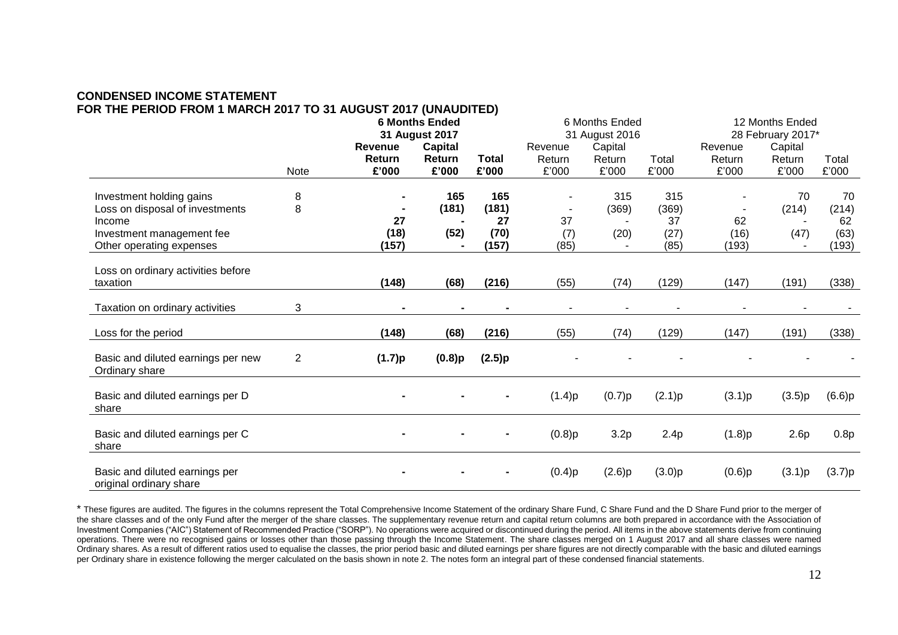**CONDENSED INCOME STATEMENT**
**FOR THE PERIOD FROM 1 MARCH 2017 TO 31 AUGUST 2017 (UNAUDITED)**

| | Note | **6 Months Ended 31 August 2017** | | | 6 Months Ended 31 August 2016 | | | 12 Months Ended 28 February 2017* | | |
|---|---|---|---|---|---|---|---|---|---|---|
| | | **Revenue Return £'000** | **Capital Return £'000** | **Total £'000** | Revenue Return £'000 | Capital Return £'000 | Total £'000 | Revenue Return £'000 | Capital Return £'000 | Total £'000 |
| Investment holding gains | 8 | **-** | **165** | **165** | - | 315 | 315 | - | 70 | 70 |
| Loss on disposal of investments | 8 | **-** | **(181)** | **(181)** | - | (369) | (369) | - | (214) | (214) |
| Income | | **27** | **-** | **27** | 37 | - | 37 | 62 | - | 62 |
| Investment management fee | | **(18)** | **(52)** | **(70)** | (7) | (20) | (27) | (16) | (47) | (63) |
| Other operating expenses | | **(157)** | **-** | **(157)** | (85) | - | (85) | (193) | - | (193) |
| Loss on ordinary activities before taxation | | **(148)** | **(68)** | **(216)** | (55) | (74) | (129) | (147) | (191) | (338) |
| Taxation on ordinary activities | 3 | **-** | **-** | **-** | - | - | - | - | - | - |
| Loss for the period | | **(148)** | **(68)** | **(216)** | (55) | (74) | (129) | (147) | (191) | (338) |
| Basic and diluted earnings per new Ordinary share | 2 | **(1.7)p** | **(0.8)p** | **(2.5)p** | - | - | - | - | - | - |
| Basic and diluted earnings per D share | | **-** | **-** | **-** | (1.4)p | (0.7)p | (2.1)p | (3.1)p | (3.5)p | (6.6)p |
| Basic and diluted earnings per C share | | **-** | **-** | **-** | (0.8)p | 3.2p | 2.4p | (1.8)p | 2.6p | 0.8p |
| Basic and diluted earnings per original ordinary share | | **-** | **-** | **-** | (0.4)p | (2.6)p | (3.0)p | (0.6)p | (3.1)p | (3.7)p |

* These figures are audited. The figures in the columns represent the Total Comprehensive Income Statement of the ordinary Share Fund, C Share Fund and the D Share Fund prior to the merger of the share classes and of the only Fund after the merger of the share classes. The supplementary revenue return and capital return columns are both prepared in accordance with the Association of Investment Companies ("AIC") Statement of Recommended Practice ("SORP"). No operations were acquired or discontinued during the period. All items in the above statements derive from continuing operations. There were no recognised gains or losses other than those passing through the Income Statement. The share classes merged on 1 August 2017 and all share classes were named Ordinary shares. As a result of different ratios used to equalise the classes, the prior period basic and diluted earnings per share figures are not directly comparable with the basic and diluted earnings per Ordinary share in existence following the merger calculated on the basis shown in note 2. The notes form an integral part of these condensed financial statements.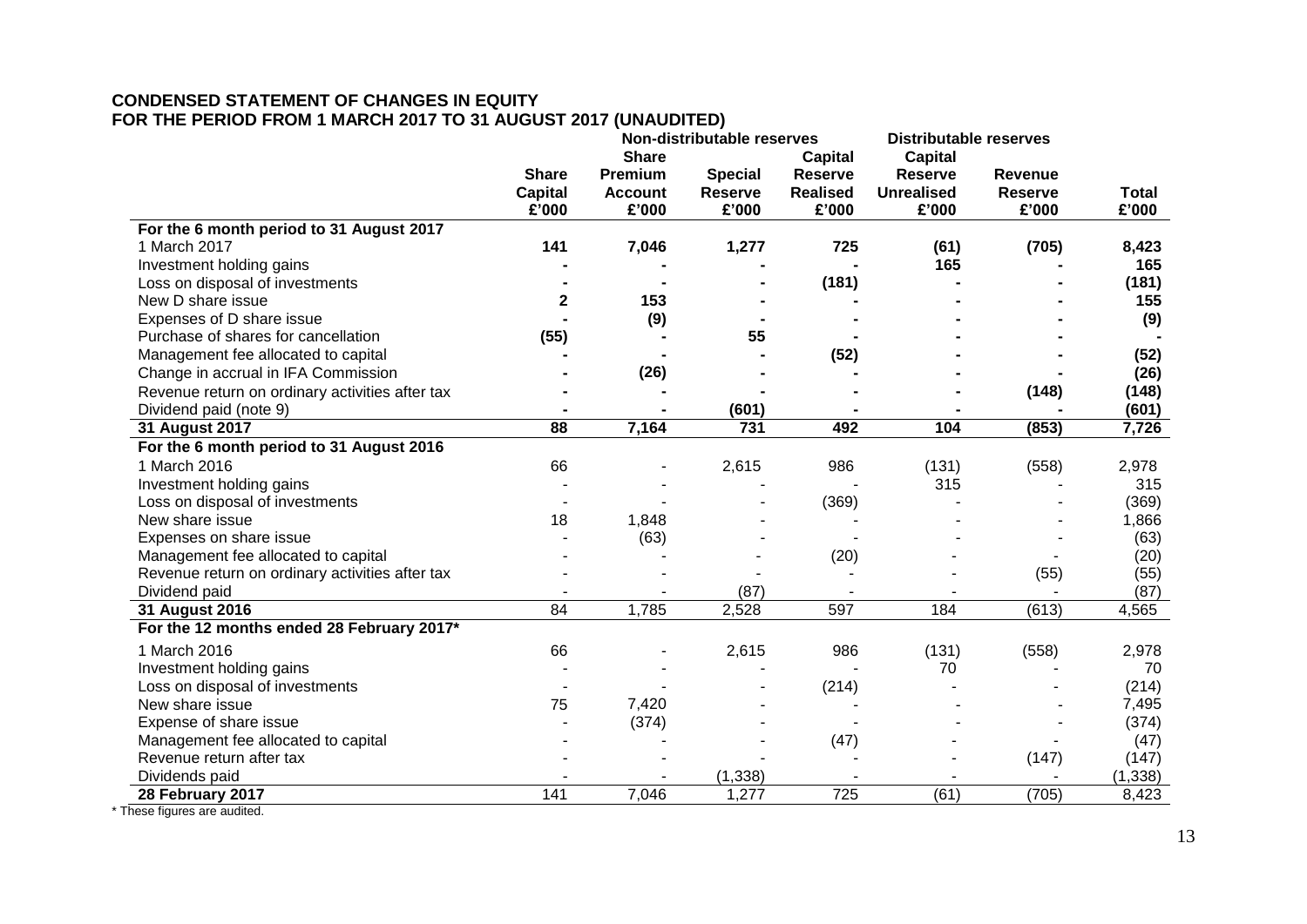**CONDENSED STATEMENT OF CHANGES IN EQUITY**
**FOR THE PERIOD FROM 1 MARCH 2017 TO 31 AUGUST 2017 (UNAUDITED)**

| | Non-distributable reserves | | | | Distributable reserves | | |
|---|---|---|---|---|---|---|---|
| | **Share Capital £'000** | **Share Premium Account £'000** | **Special Reserve £'000** | **Capital Reserve Realised £'000** | **Capital Reserve Unrealised £'000** | **Revenue Reserve £'000** | **Total £'000** |
| **For the 6 month period to 31 August 2017** | | | | | | | |
| 1 March 2017 | **141** | **7,046** | **1,277** | **725** | **(61)** | **(705)** | **8,423** |
| Investment holding gains | **-** | **-** | **-** | **-** | **165** | **-** | **165** |
| Loss on disposal of investments | **-** | **-** | **-** | **(181)** | **-** | **-** | **(181)** |
| New D share issue | **2** | **153** | **-** | **-** | **-** | **-** | **155** |
| Expenses of D share issue | **-** | **(9)** | **-** | **-** | **-** | **-** | **(9)** |
| Purchase of shares for cancellation | **(55)** | **-** | **55** | **-** | **-** | **-** | **-** |
| Management fee allocated to capital | **-** | **-** | **-** | **(52)** | **-** | **-** | **(52)** |
| Change in accrual in IFA Commission | **-** | **(26)** | **-** | **-** | **-** | **-** | **(26)** |
| Revenue return on ordinary activities after tax | **-** | **-** | **-** | **-** | **-** | **(148)** | **(148)** |
| Dividend paid (note 9) | **-** | **-** | **(601)** | **-** | **-** | **-** | **(601)** |
| **31 August 2017** | **88** | **7,164** | **731** | **492** | **104** | **(853)** | **7,726** |
| **For the 6 month period to 31 August 2016** | | | | | | | |
| 1 March 2016 | 66 | - | 2,615 | 986 | (131) | (558) | 2,978 |
| Investment holding gains | - | - | - | - | 315 | - | 315 |
| Loss on disposal of investments | - | - | - | (369) | - | - | (369) |
| New share issue | 18 | 1,848 | - | - | - | - | 1,866 |
| Expenses on share issue | - | (63) | - | - | - | - | (63) |
| Management fee allocated to capital | - | - | - | (20) | - | - | (20) |
| Revenue return on ordinary activities after tax | - | - | - | - | - | (55) | (55) |
| Dividend paid | - | - | (87) | - | - | - | (87) |
| **31 August 2016** | 84 | 1,785 | 2,528 | 597 | 184 | (613) | 4,565 |
| **For the 12 months ended 28 February 2017*** | | | | | | | |
| 1 March 2016 | 66 | - | 2,615 | 986 | (131) | (558) | 2,978 |
| Investment holding gains | - | - | - | - | 70 | - | 70 |
| Loss on disposal of investments | - | - | - | (214) | - | - | (214) |
| New share issue | 75 | 7,420 | - | - | - | - | 7,495 |
| Expense of share issue | - | (374) | - | - | - | - | (374) |
| Management fee allocated to capital | - | - | - | (47) | - | - | (47) |
| Revenue return after tax | - | - | - | - | - | (147) | (147) |
| Dividends paid | - | - | (1,338) | - | - | - | (1,338) |
| **28 February 2017** | 141 | 7,046 | 1,277 | 725 | (61) | (705) | 8,423 |

* These figures are audited.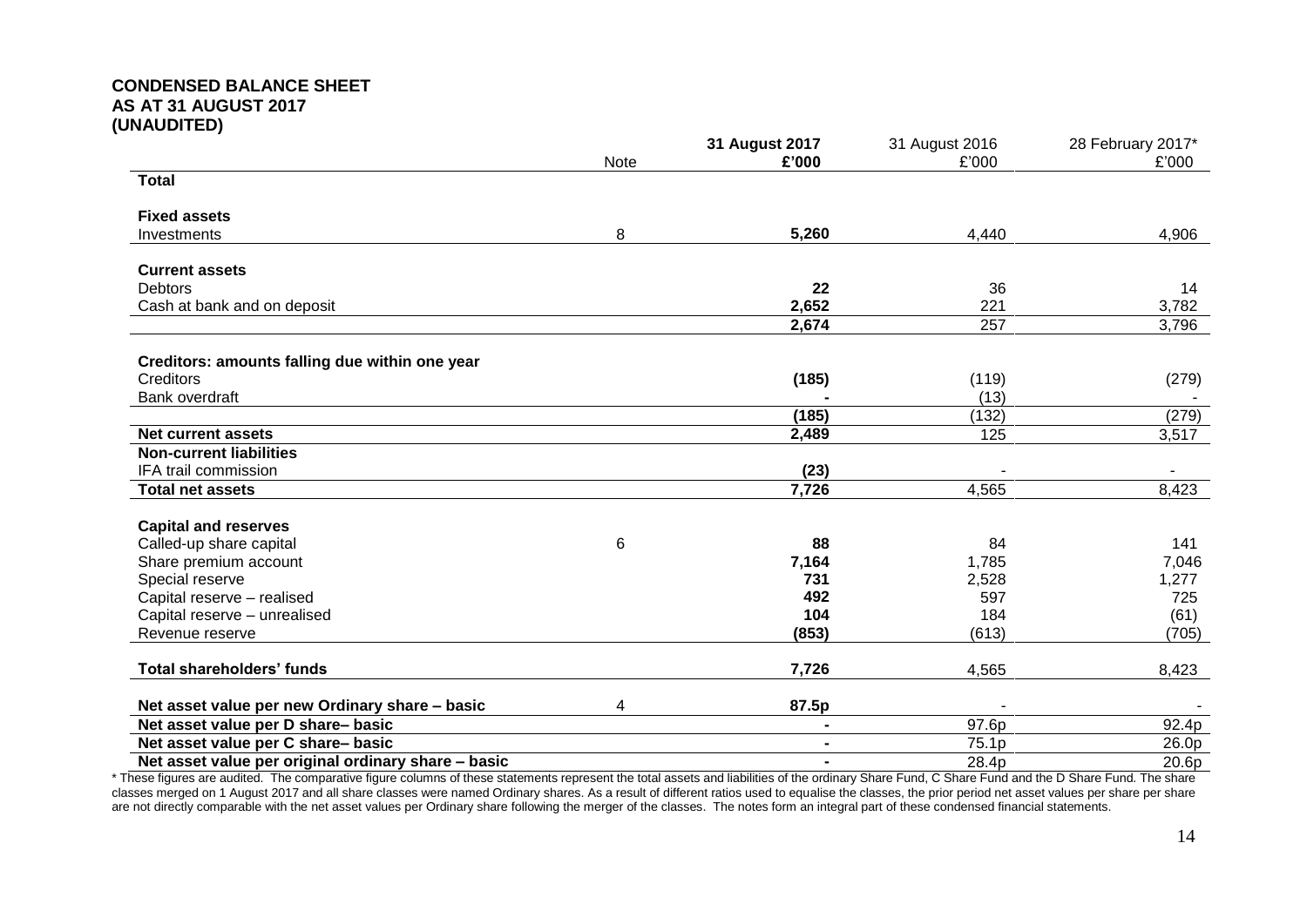# CONDENSED BALANCE SHEET
## AS AT 31 AUGUST 2017
## (UNAUDITED)

| | Note | **31 August 2017 £'000** | 31 August 2016 £'000 | 28 February 2017* £'000 |
|---|---|---|---|---|
| **Total** | | | | |
| **Fixed assets** | | | | |
| Investments | 8 | **5,260** | 4,440 | 4,906 |
| **Current assets** | | | | |
| Debtors | | **22** | 36 | 14 |
| Cash at bank and on deposit | | **2,652** | 221 | 3,782 |
| | | **2,674** | 257 | 3,796 |
| **Creditors: amounts falling due within one year** | | | | |
| Creditors | | **(185)** | (119) | (279) |
| Bank overdraft | | **-** | (13) | - |
| | | **(185)** | (132) | (279) |
| **Net current assets** | | **2,489** | 125 | 3,517 |
| **Non-current liabilities** | | | | |
| IFA trail commission | | **(23)** | - | - |
| **Total net assets** | | **7,726** | 4,565 | 8,423 |
| **Capital and reserves** | | | | |
| Called-up share capital | 6 | **88** | 84 | 141 |
| Share premium account | | **7,164** | 1,785 | 7,046 |
| Special reserve | | **731** | 2,528 | 1,277 |
| Capital reserve – realised | | **492** | 597 | 725 |
| Capital reserve – unrealised | | **104** | 184 | (61) |
| Revenue reserve | | **(853)** | (613) | (705) |
| **Total shareholders' funds** | | **7,726** | 4,565 | 8,423 |
| **Net asset value per new Ordinary share – basic** | 4 | **87.5p** | - | - |
| **Net asset value per D share– basic** | | **-** | 97.6p | 92.4p |
| **Net asset value per C share– basic** | | **-** | 75.1p | 26.0p |
| **Net asset value per original ordinary share – basic** | | **-** | 28.4p | 20.6p |

* These figures are audited. The comparative figure columns of these statements represent the total assets and liabilities of the ordinary Share Fund, C Share Fund and the D Share Fund. The share classes merged on 1 August 2017 and all share classes were named Ordinary shares. As a result of different ratios used to equalise the classes, the prior period net asset values per share per share are not directly comparable with the net asset values per Ordinary share following the merger of the classes. The notes form an integral part of these condensed financial statements.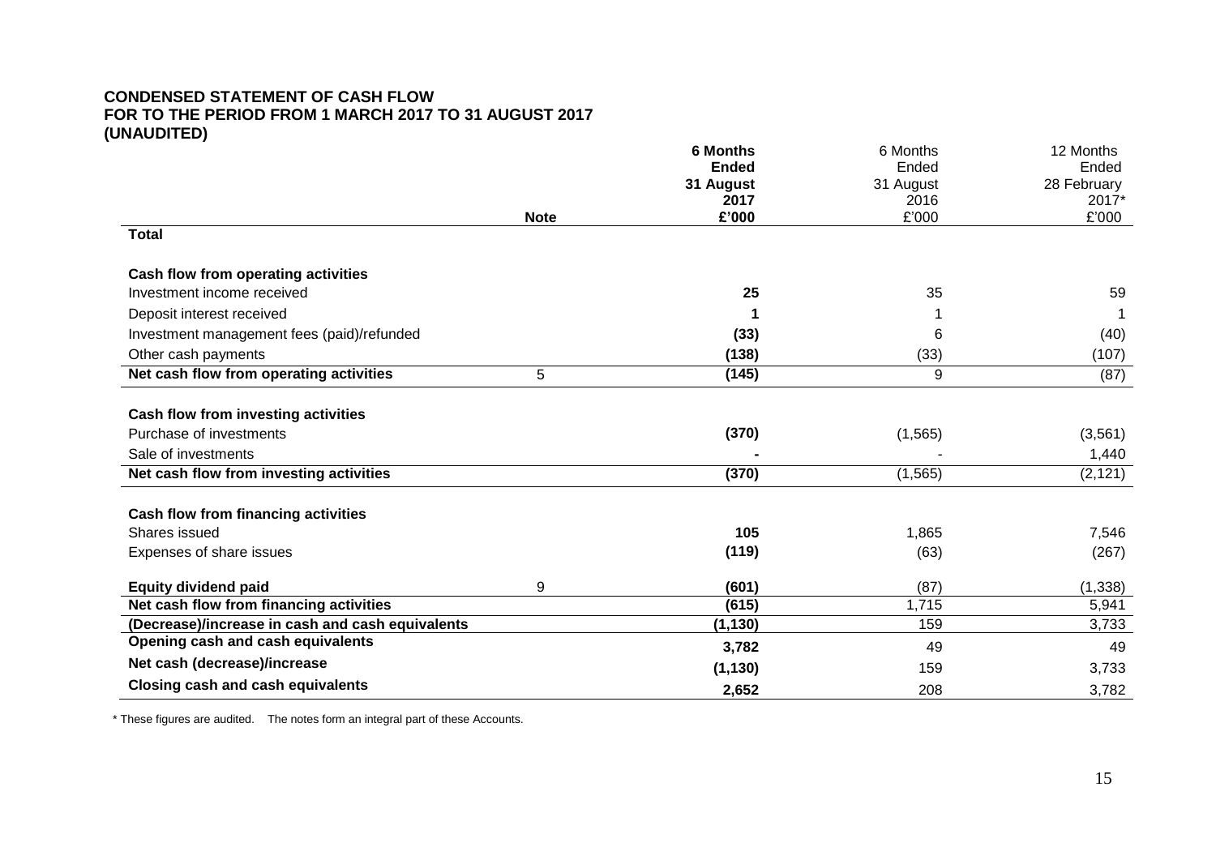## CONDENSED STATEMENT OF CASH FLOW
## FOR TO THE PERIOD FROM 1 MARCH 2017 TO 31 AUGUST 2017
## (UNAUDITED)

| | Note | **6 Months Ended 31 August 2017 £'000** | 6 Months Ended 31 August 2016 £'000 | 12 Months Ended 28 February 2017* £'000 |
|---|---|---|---|---|
| **Total** | | | | |
| **Cash flow from operating activities** | | | | |
| Investment income received | | **25** | 35 | 59 |
| Deposit interest received | | **1** | 1 | 1 |
| Investment management fees (paid)/refunded | | **(33)** | 6 | (40) |
| Other cash payments | | **(138)** | (33) | (107) |
| **Net cash flow from operating activities** | 5 | **(145)** | 9 | (87) |
| **Cash flow from investing activities** | | | | |
| Purchase of investments | | **(370)** | (1,565) | (3,561) |
| Sale of investments | | **-** | - | 1,440 |
| **Net cash flow from investing activities** | | **(370)** | (1,565) | (2,121) |
| **Cash flow from financing activities** | | | | |
| Shares issued | | **105** | 1,865 | 7,546 |
| Expenses of share issues | | **(119)** | (63) | (267) |
| **Equity dividend paid** | 9 | **(601)** | (87) | (1,338) |
| **Net cash flow from financing activities** | | **(615)** | 1,715 | 5,941 |
| **(Decrease)/increase in cash and cash equivalents** | | **(1,130)** | 159 | 3,733 |
| **Opening cash and cash equivalents** | | **3,782** | 49 | 49 |
| **Net cash (decrease)/increase** | | **(1,130)** | 159 | 3,733 |
| **Closing cash and cash equivalents** | | **2,652** | 208 | 3,782 |

\* These figures are audited. The notes form an integral part of these Accounts.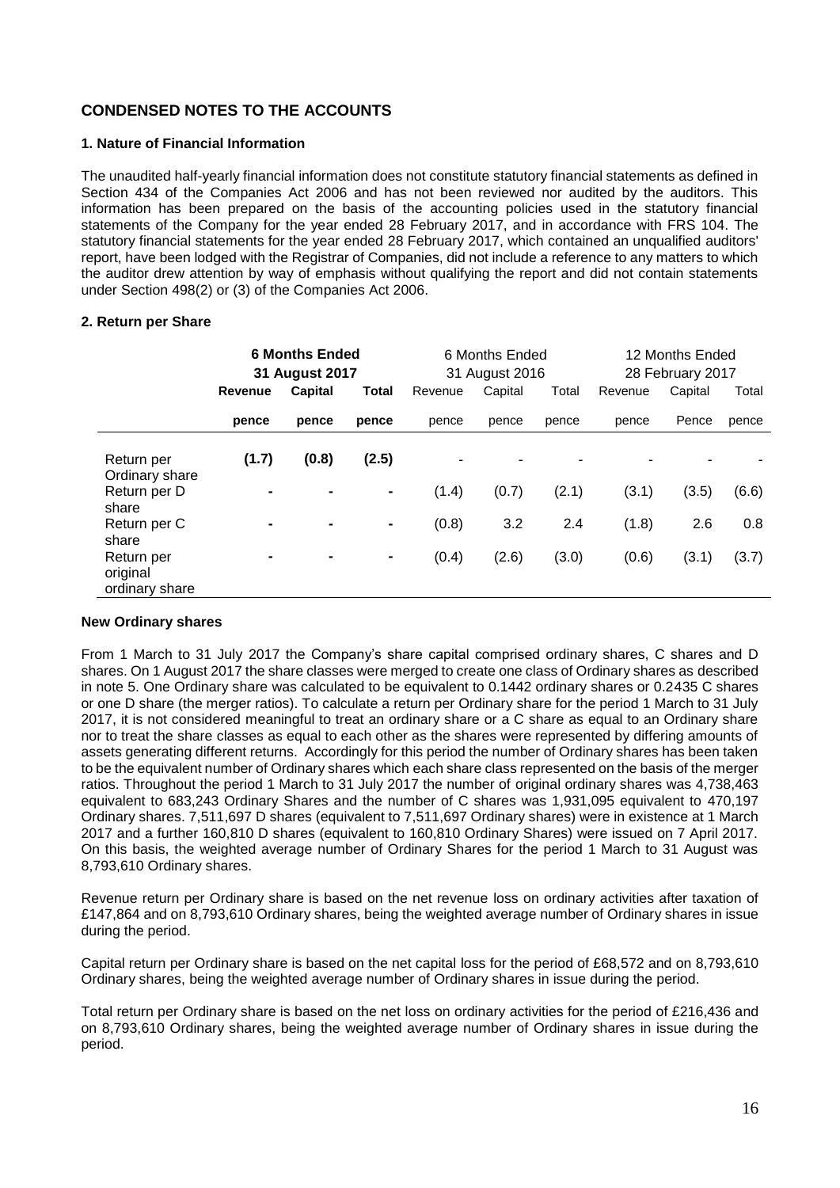## CONDENSED NOTES TO THE ACCOUNTS

### 1. Nature of Financial Information

The unaudited half-yearly financial information does not constitute statutory financial statements as defined in Section 434 of the Companies Act 2006 and has not been reviewed nor audited by the auditors. This information has been prepared on the basis of the accounting policies used in the statutory financial statements of the Company for the year ended 28 February 2017, and in accordance with FRS 104. The statutory financial statements for the year ended 28 February 2017, which contained an unqualified auditors' report, have been lodged with the Registrar of Companies, did not include a reference to any matters to which the auditor drew attention by way of emphasis without qualifying the report and did not contain statements under Section 498(2) or (3) of the Companies Act 2006.

### 2. Return per Share

| | **6 Months Ended 31 August 2017** | | | 6 Months Ended 31 August 2016 | | | 12 Months Ended 28 February 2017 | | |
|---|---|---|---|---|---|---|---|---|---|
| | **Revenue** | **Capital** | **Total** | Revenue | Capital | Total | Revenue | Capital | Total |
| | **pence** | **pence** | **pence** | pence | pence | pence | pence | Pence | pence |
| Return per Ordinary share | **(1.7)** | **(0.8)** | **(2.5)** | - | - | - | - | - | - |
| Return per D share | **-** | **-** | **-** | (1.4) | (0.7) | (2.1) | (3.1) | (3.5) | (6.6) |
| Return per C share | **-** | **-** | **-** | (0.8) | 3.2 | 2.4 | (1.8) | 2.6 | 0.8 |
| Return per original ordinary share | **-** | **-** | **-** | (0.4) | (2.6) | (3.0) | (0.6) | (3.1) | (3.7) |

**New Ordinary shares**

From 1 March to 31 July 2017 the Company's share capital comprised ordinary shares, C shares and D shares. On 1 August 2017 the share classes were merged to create one class of Ordinary shares as described in note 5. One Ordinary share was calculated to be equivalent to 0.1442 ordinary shares or 0.2435 C shares or one D share (the merger ratios). To calculate a return per Ordinary share for the period 1 March to 31 July 2017, it is not considered meaningful to treat an ordinary share or a C share as equal to an Ordinary share nor to treat the share classes as equal to each other as the shares were represented by differing amounts of assets generating different returns. Accordingly for this period the number of Ordinary shares has been taken to be the equivalent number of Ordinary shares which each share class represented on the basis of the merger ratios. Throughout the period 1 March to 31 July 2017 the number of original ordinary shares was 4,738,463 equivalent to 683,243 Ordinary Shares and the number of C shares was 1,931,095 equivalent to 470,197 Ordinary shares. 7,511,697 D shares (equivalent to 7,511,697 Ordinary shares) were in existence at 1 March 2017 and a further 160,810 D shares (equivalent to 160,810 Ordinary Shares) were issued on 7 April 2017. On this basis, the weighted average number of Ordinary Shares for the period 1 March to 31 August was 8,793,610 Ordinary shares.

Revenue return per Ordinary share is based on the net revenue loss on ordinary activities after taxation of £147,864 and on 8,793,610 Ordinary shares, being the weighted average number of Ordinary shares in issue during the period.

Capital return per Ordinary share is based on the net capital loss for the period of £68,572 and on 8,793,610 Ordinary shares, being the weighted average number of Ordinary shares in issue during the period.

Total return per Ordinary share is based on the net loss on ordinary activities for the period of £216,436 and on 8,793,610 Ordinary shares, being the weighted average number of Ordinary shares in issue during the period.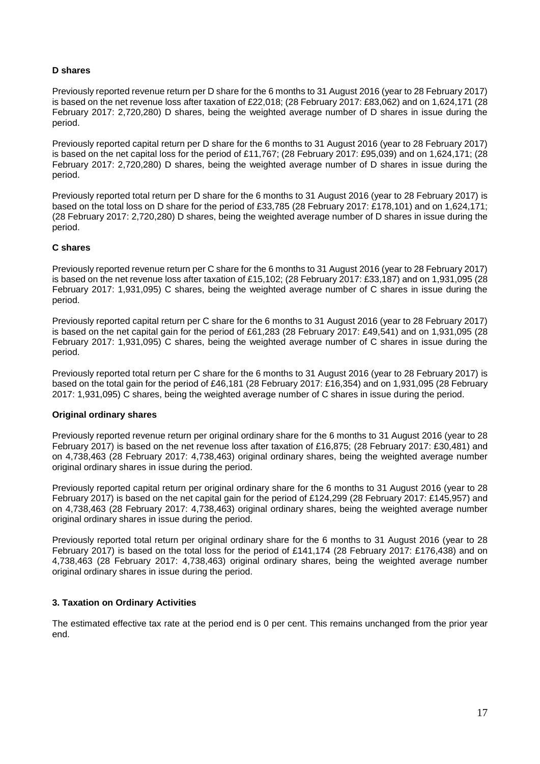**D shares**

Previously reported revenue return per D share for the 6 months to 31 August 2016 (year to 28 February 2017) is based on the net revenue loss after taxation of £22,018; (28 February 2017: £83,062) and on 1,624,171 (28 February 2017: 2,720,280) D shares, being the weighted average number of D shares in issue during the period.

Previously reported capital return per D share for the 6 months to 31 August 2016 (year to 28 February 2017) is based on the net capital loss for the period of £11,767; (28 February 2017: £95,039) and on 1,624,171; (28 February 2017: 2,720,280) D shares, being the weighted average number of D shares in issue during the period.

Previously reported total return per D share for the 6 months to 31 August 2016 (year to 28 February 2017) is based on the total loss on D share for the period of £33,785 (28 February 2017: £178,101) and on 1,624,171; (28 February 2017: 2,720,280) D shares, being the weighted average number of D shares in issue during the period.

**C shares**

Previously reported revenue return per C share for the 6 months to 31 August 2016 (year to 28 February 2017) is based on the net revenue loss after taxation of £15,102; (28 February 2017: £33,187) and on 1,931,095 (28 February 2017: 1,931,095) C shares, being the weighted average number of C shares in issue during the period.

Previously reported capital return per C share for the 6 months to 31 August 2016 (year to 28 February 2017) is based on the net capital gain for the period of £61,283 (28 February 2017: £49,541) and on 1,931,095 (28 February 2017: 1,931,095) C shares, being the weighted average number of C shares in issue during the period.

Previously reported total return per C share for the 6 months to 31 August 2016 (year to 28 February 2017) is based on the total gain for the period of £46,181 (28 February 2017: £16,354) and on 1,931,095 (28 February 2017: 1,931,095) C shares, being the weighted average number of C shares in issue during the period.

**Original ordinary shares**

Previously reported revenue return per original ordinary share for the 6 months to 31 August 2016 (year to 28 February 2017) is based on the net revenue loss after taxation of £16,875; (28 February 2017: £30,481) and on 4,738,463 (28 February 2017: 4,738,463) original ordinary shares, being the weighted average number original ordinary shares in issue during the period.

Previously reported capital return per original ordinary share for the 6 months to 31 August 2016 (year to 28 February 2017) is based on the net capital gain for the period of £124,299 (28 February 2017: £145,957) and on 4,738,463 (28 February 2017: 4,738,463) original ordinary shares, being the weighted average number original ordinary shares in issue during the period.

Previously reported total return per original ordinary share for the 6 months to 31 August 2016 (year to 28 February 2017) is based on the total loss for the period of £141,174 (28 February 2017: £176,438) and on 4,738,463 (28 February 2017: 4,738,463) original ordinary shares, being the weighted average number original ordinary shares in issue during the period.

**3. Taxation on Ordinary Activities**

The estimated effective tax rate at the period end is 0 per cent. This remains unchanged from the prior year end.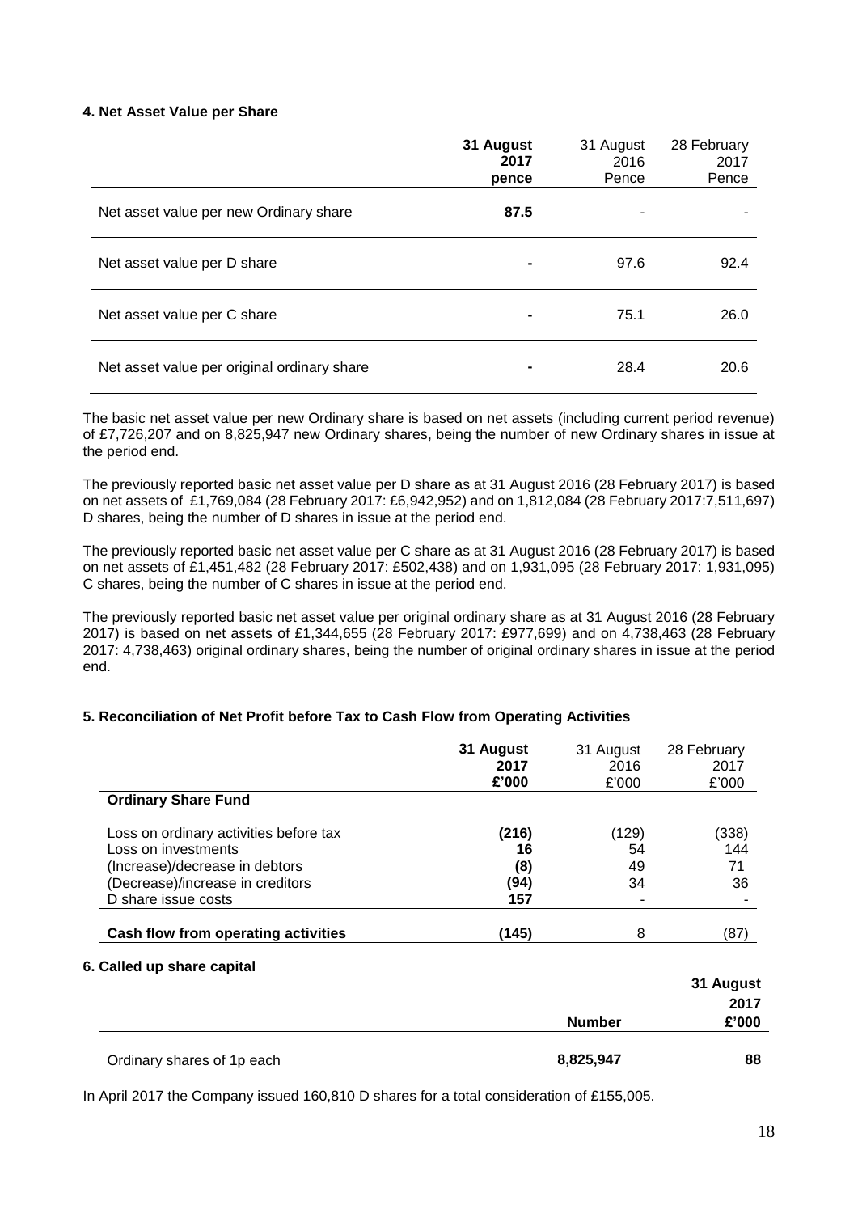#### 4. Net Asset Value per Share

| | **31 August 2017 pence** | 31 August 2016 Pence | 28 February 2017 Pence |
|---|---|---|---|
| Net asset value per new Ordinary share | **87.5** | - | - |
| Net asset value per D share | **-** | 97.6 | 92.4 |
| Net asset value per C share | **-** | 75.1 | 26.0 |
| Net asset value per original ordinary share | **-** | 28.4 | 20.6 |

The basic net asset value per new Ordinary share is based on net assets (including current period revenue) of £7,726,207 and on 8,825,947 new Ordinary shares, being the number of new Ordinary shares in issue at the period end.

The previously reported basic net asset value per D share as at 31 August 2016 (28 February 2017) is based on net assets of £1,769,084 (28 February 2017: £6,942,952) and on 1,812,084 (28 February 2017:7,511,697) D shares, being the number of D shares in issue at the period end.

The previously reported basic net asset value per C share as at 31 August 2016 (28 February 2017) is based on net assets of £1,451,482 (28 February 2017: £502,438) and on 1,931,095 (28 February 2017: 1,931,095) C shares, being the number of C shares in issue at the period end.

The previously reported basic net asset value per original ordinary share as at 31 August 2016 (28 February 2017) is based on net assets of £1,344,655 (28 February 2017: £977,699) and on 4,738,463 (28 February 2017: 4,738,463) original ordinary shares, being the number of original ordinary shares in issue at the period end.

#### 5. Reconciliation of Net Profit before Tax to Cash Flow from Operating Activities

| | **31 August 2017 £'000** | 31 August 2016 £'000 | 28 February 2017 £'000 |
|---|---|---|---|
| **Ordinary Share Fund** | | | |
| Loss on ordinary activities before tax | **(216)** | (129) | (338) |
| Loss on investments | **16** | 54 | 144 |
| (Increase)/decrease in debtors | **(8)** | 49 | 71 |
| (Decrease)/increase in creditors | **(94)** | 34 | 36 |
| D share issue costs | **157** | - | - |
| **Cash flow from operating activities** | **(145)** | 8 | (87) |

#### 6. Called up share capital

| | **Number** | **31 August 2017 £'000** |
|---|---|---|
| Ordinary shares of 1p each | **8,825,947** | **88** |

In April 2017 the Company issued 160,810 D shares for a total consideration of £155,005.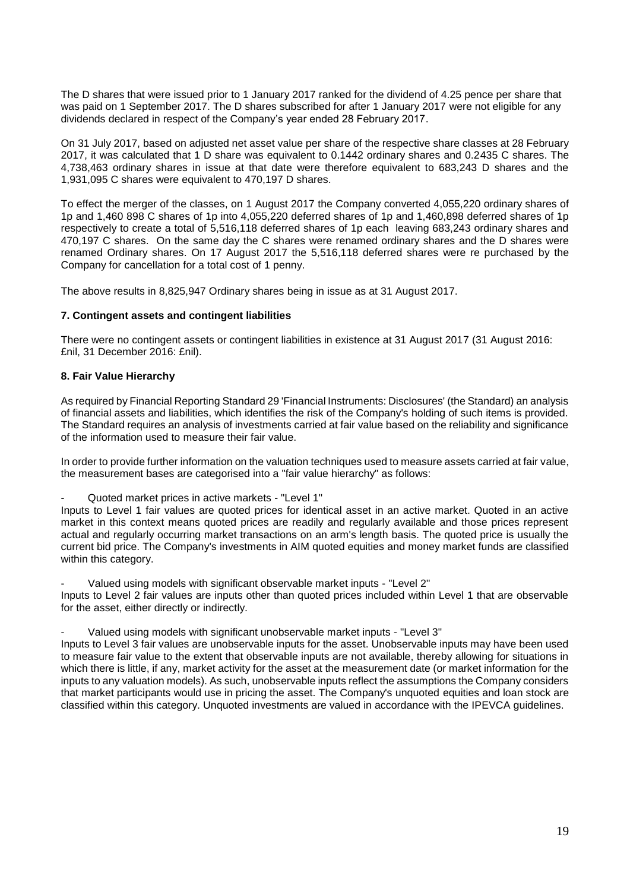The D shares that were issued prior to 1 January 2017 ranked for the dividend of 4.25 pence per share that was paid on 1 September 2017. The D shares subscribed for after 1 January 2017 were not eligible for any dividends declared in respect of the Company's year ended 28 February 2017.

On 31 July 2017, based on adjusted net asset value per share of the respective share classes at 28 February 2017, it was calculated that 1 D share was equivalent to 0.1442 ordinary shares and 0.2435 C shares. The 4,738,463 ordinary shares in issue at that date were therefore equivalent to 683,243 D shares and the 1,931,095 C shares were equivalent to 470,197 D shares.

To effect the merger of the classes, on 1 August 2017 the Company converted 4,055,220 ordinary shares of 1p and 1,460 898 C shares of 1p into 4,055,220 deferred shares of 1p and 1,460,898 deferred shares of 1p respectively to create a total of 5,516,118 deferred shares of 1p each leaving 683,243 ordinary shares and 470,197 C shares. On the same day the C shares were renamed ordinary shares and the D shares were renamed Ordinary shares. On 17 August 2017 the 5,516,118 deferred shares were re purchased by the Company for cancellation for a total cost of 1 penny.

The above results in 8,825,947 Ordinary shares being in issue as at 31 August 2017.

**7. Contingent assets and contingent liabilities**

There were no contingent assets or contingent liabilities in existence at 31 August 2017 (31 August 2016: £nil, 31 December 2016: £nil).

**8. Fair Value Hierarchy**

As required by Financial Reporting Standard 29 'Financial Instruments: Disclosures' (the Standard) an analysis of financial assets and liabilities, which identifies the risk of the Company's holding of such items is provided. The Standard requires an analysis of investments carried at fair value based on the reliability and significance of the information used to measure their fair value.

In order to provide further information on the valuation techniques used to measure assets carried at fair value, the measurement bases are categorised into a "fair value hierarchy" as follows:

- Quoted market prices in active markets - "Level 1"

Inputs to Level 1 fair values are quoted prices for identical asset in an active market. Quoted in an active market in this context means quoted prices are readily and regularly available and those prices represent actual and regularly occurring market transactions on an arm's length basis. The quoted price is usually the current bid price. The Company's investments in AIM quoted equities and money market funds are classified within this category.

- Valued using models with significant observable market inputs - "Level 2"

Inputs to Level 2 fair values are inputs other than quoted prices included within Level 1 that are observable for the asset, either directly or indirectly.

- Valued using models with significant unobservable market inputs - "Level 3"

Inputs to Level 3 fair values are unobservable inputs for the asset. Unobservable inputs may have been used to measure fair value to the extent that observable inputs are not available, thereby allowing for situations in which there is little, if any, market activity for the asset at the measurement date (or market information for the inputs to any valuation models). As such, unobservable inputs reflect the assumptions the Company considers that market participants would use in pricing the asset. The Company's unquoted equities and loan stock are classified within this category. Unquoted investments are valued in accordance with the IPEVCA guidelines.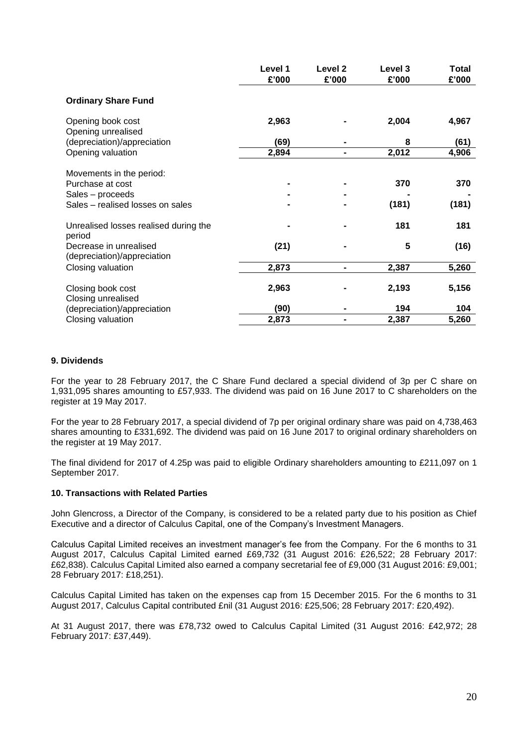| | Level 1 £'000 | Level 2 £'000 | Level 3 £'000 | Total £'000 |
|---|---|---|---|---|
| **Ordinary Share Fund** | | | | |
| Opening book cost | **2,963** | **-** | **2,004** | **4,967** |
| Opening unrealised (depreciation)/appreciation | **(69)** | **-** | **8** | **(61)** |
| Opening valuation | **2,894** | **-** | **2,012** | **4,906** |
| Movements in the period: | | | | |
| Purchase at cost | **-** | **-** | **370** | **370** |
| Sales – proceeds | **-** | **-** | **-** | **-** |
| Sales – realised losses on sales | **-** | **-** | **(181)** | **(181)** |
| Unrealised losses realised during the period | **-** | **-** | **181** | **181** |
| Decrease in unrealised (depreciation)/appreciation | **(21)** | **-** | **5** | **(16)** |
| Closing valuation | **2,873** | **-** | **2,387** | **5,260** |
| Closing book cost | **2,963** | **-** | **2,193** | **5,156** |
| Closing unrealised (depreciation)/appreciation | **(90)** | **-** | **194** | **104** |
| Closing valuation | **2,873** | **-** | **2,387** | **5,260** |

### 9. Dividends

For the year to 28 February 2017, the C Share Fund declared a special dividend of 3p per C share on 1,931,095 shares amounting to £57,933. The dividend was paid on 16 June 2017 to C shareholders on the register at 19 May 2017.

For the year to 28 February 2017, a special dividend of 7p per original ordinary share was paid on 4,738,463 shares amounting to £331,692. The dividend was paid on 16 June 2017 to original ordinary shareholders on the register at 19 May 2017.

The final dividend for 2017 of 4.25p was paid to eligible Ordinary shareholders amounting to £211,097 on 1 September 2017.

### 10. Transactions with Related Parties

John Glencross, a Director of the Company, is considered to be a related party due to his position as Chief Executive and a director of Calculus Capital, one of the Company's Investment Managers.

Calculus Capital Limited receives an investment manager's fee from the Company. For the 6 months to 31 August 2017, Calculus Capital Limited earned £69,732 (31 August 2016: £26,522; 28 February 2017: £62,838). Calculus Capital Limited also earned a company secretarial fee of £9,000 (31 August 2016: £9,001; 28 February 2017: £18,251).

Calculus Capital Limited has taken on the expenses cap from 15 December 2015. For the 6 months to 31 August 2017, Calculus Capital contributed £nil (31 August 2016: £25,506; 28 February 2017: £20,492).

At 31 August 2017, there was £78,732 owed to Calculus Capital Limited (31 August 2016: £42,972; 28 February 2017: £37,449).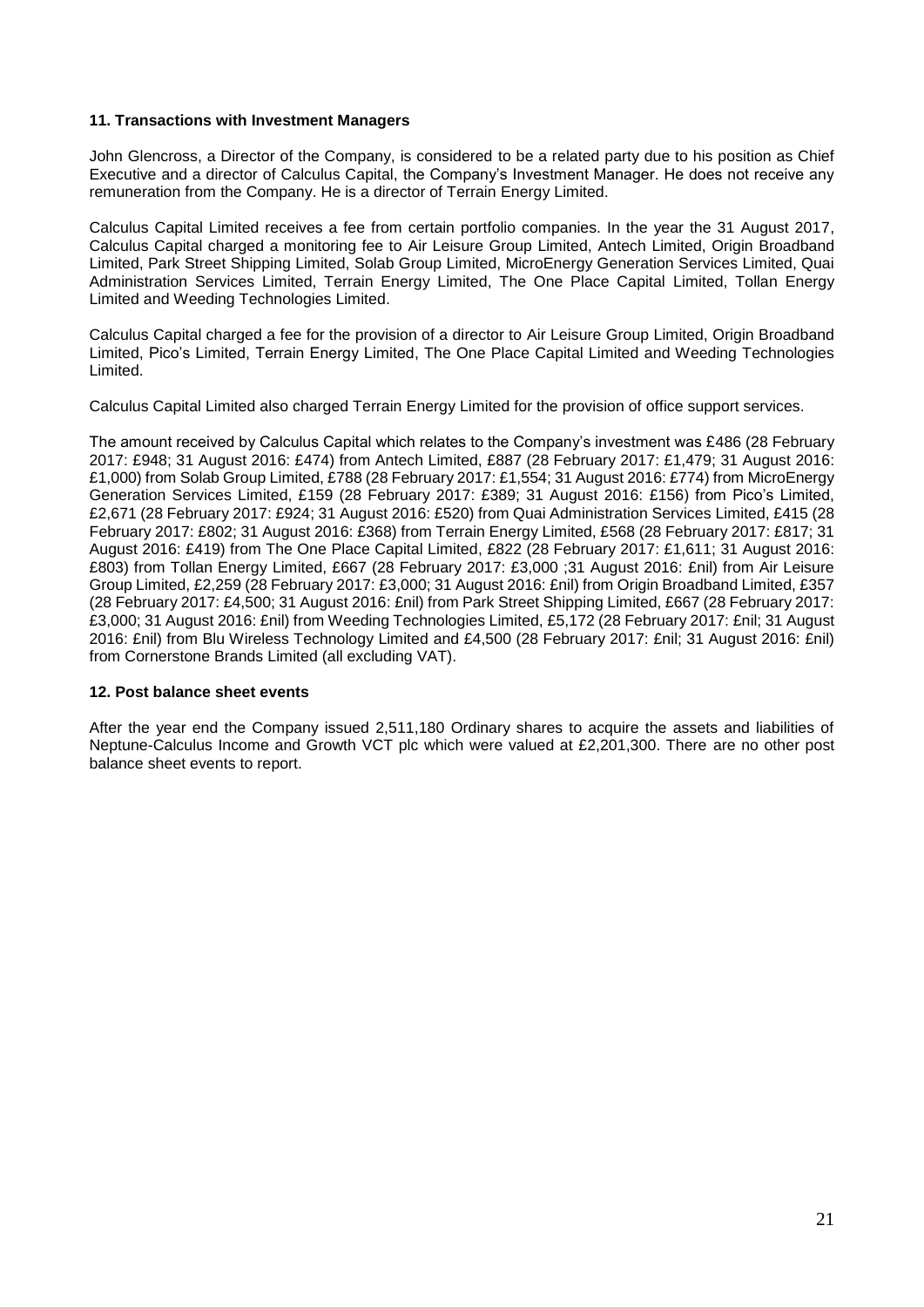### 11. Transactions with Investment Managers

John Glencross, a Director of the Company, is considered to be a related party due to his position as Chief Executive and a director of Calculus Capital, the Company's Investment Manager. He does not receive any remuneration from the Company. He is a director of Terrain Energy Limited.

Calculus Capital Limited receives a fee from certain portfolio companies. In the year the 31 August 2017, Calculus Capital charged a monitoring fee to Air Leisure Group Limited, Antech Limited, Origin Broadband Limited, Park Street Shipping Limited, Solab Group Limited, MicroEnergy Generation Services Limited, Quai Administration Services Limited, Terrain Energy Limited, The One Place Capital Limited, Tollan Energy Limited and Weeding Technologies Limited.

Calculus Capital charged a fee for the provision of a director to Air Leisure Group Limited, Origin Broadband Limited, Pico's Limited, Terrain Energy Limited, The One Place Capital Limited and Weeding Technologies Limited.

Calculus Capital Limited also charged Terrain Energy Limited for the provision of office support services.

The amount received by Calculus Capital which relates to the Company's investment was £486 (28 February 2017: £948; 31 August 2016: £474) from Antech Limited, £887 (28 February 2017: £1,479; 31 August 2016: £1,000) from Solab Group Limited, £788 (28 February 2017: £1,554; 31 August 2016: £774) from MicroEnergy Generation Services Limited, £159 (28 February 2017: £389; 31 August 2016: £156) from Pico's Limited, £2,671 (28 February 2017: £924; 31 August 2016: £520) from Quai Administration Services Limited, £415 (28 February 2017: £802; 31 August 2016: £368) from Terrain Energy Limited, £568 (28 February 2017: £817; 31 August 2016: £419) from The One Place Capital Limited, £822 (28 February 2017: £1,611; 31 August 2016: £803) from Tollan Energy Limited, £667 (28 February 2017: £3,000 ;31 August 2016: £nil) from Air Leisure Group Limited, £2,259 (28 February 2017: £3,000; 31 August 2016: £nil) from Origin Broadband Limited, £357 (28 February 2017: £4,500; 31 August 2016: £nil) from Park Street Shipping Limited, £667 (28 February 2017: £3,000; 31 August 2016: £nil) from Weeding Technologies Limited, £5,172 (28 February 2017: £nil; 31 August 2016: £nil) from Blu Wireless Technology Limited and £4,500 (28 February 2017: £nil; 31 August 2016: £nil) from Cornerstone Brands Limited (all excluding VAT).

### 12. Post balance sheet events

After the year end the Company issued 2,511,180 Ordinary shares to acquire the assets and liabilities of Neptune-Calculus Income and Growth VCT plc which were valued at £2,201,300. There are no other post balance sheet events to report.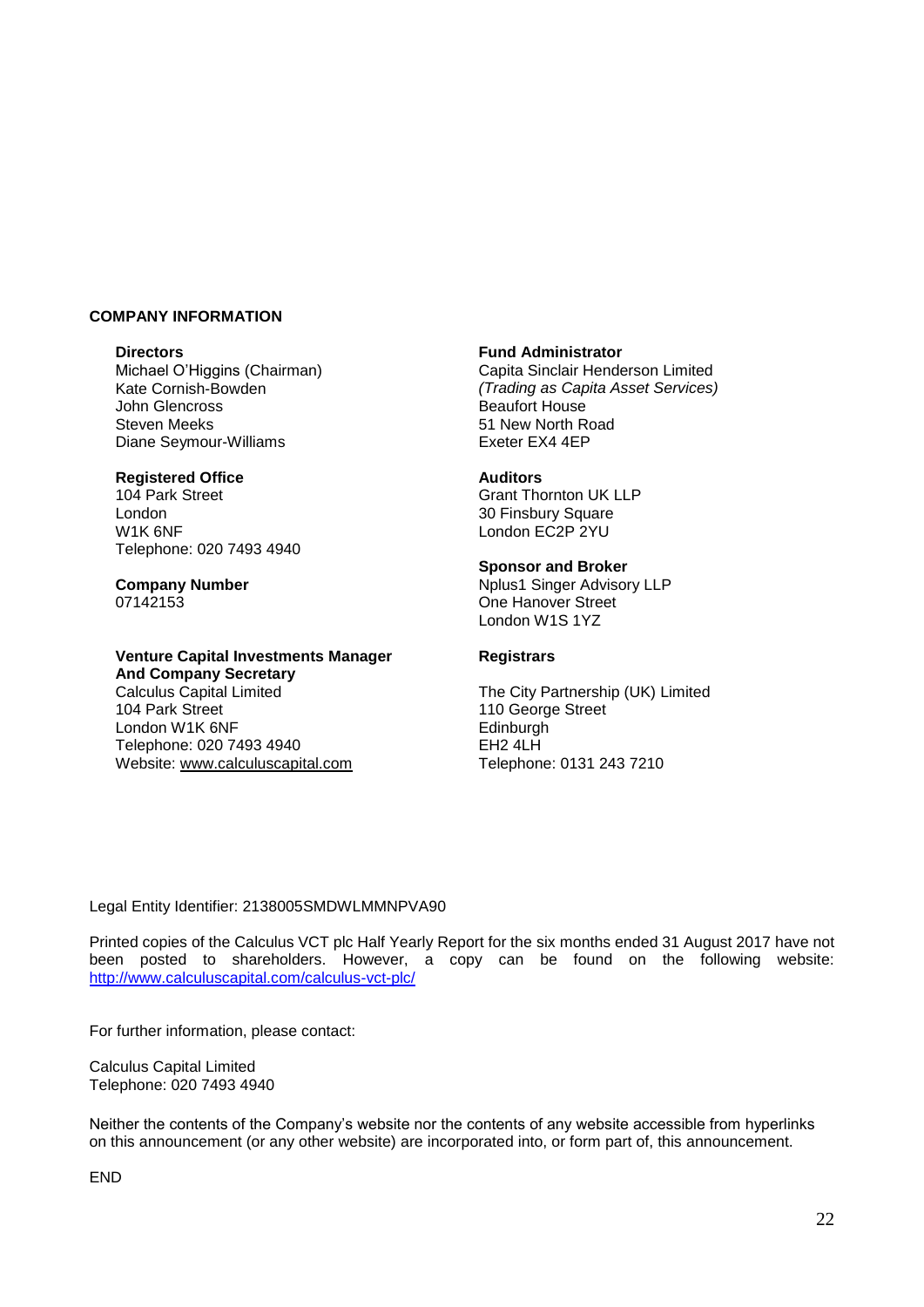## COMPANY INFORMATION

**Directors**
Michael O'Higgins (Chairman)
Kate Cornish-Bowden
John Glencross
Steven Meeks
Diane Seymour-Williams

**Registered Office**
104 Park Street
London
W1K 6NF
Telephone: 020 7493 4940

**Company Number**
07142153

**Venture Capital Investments Manager And Company Secretary**
Calculus Capital Limited
104 Park Street
London W1K 6NF
Telephone: 020 7493 4940
Website: www.calculuscapital.com

**Fund Administrator**
Capita Sinclair Henderson Limited
*(Trading as Capita Asset Services)*
Beaufort House
51 New North Road
Exeter EX4 4EP

**Auditors**
Grant Thornton UK LLP
30 Finsbury Square
London EC2P 2YU

**Sponsor and Broker**
Nplus1 Singer Advisory LLP
One Hanover Street
London W1S 1YZ

**Registrars**

The City Partnership (UK) Limited
110 George Street
Edinburgh
EH2 4LH
Telephone: 0131 243 7210

Legal Entity Identifier: 2138005SMDWLMMNPVA90

Printed copies of the Calculus VCT plc Half Yearly Report for the six months ended 31 August 2017 have not been posted to shareholders. However, a copy can be found on the following website: http://www.calculuscapital.com/calculus-vct-plc/

For further information, please contact:

Calculus Capital Limited
Telephone: 020 7493 4940

Neither the contents of the Company's website nor the contents of any website accessible from hyperlinks on this announcement (or any other website) are incorporated into, or form part of, this announcement.

END